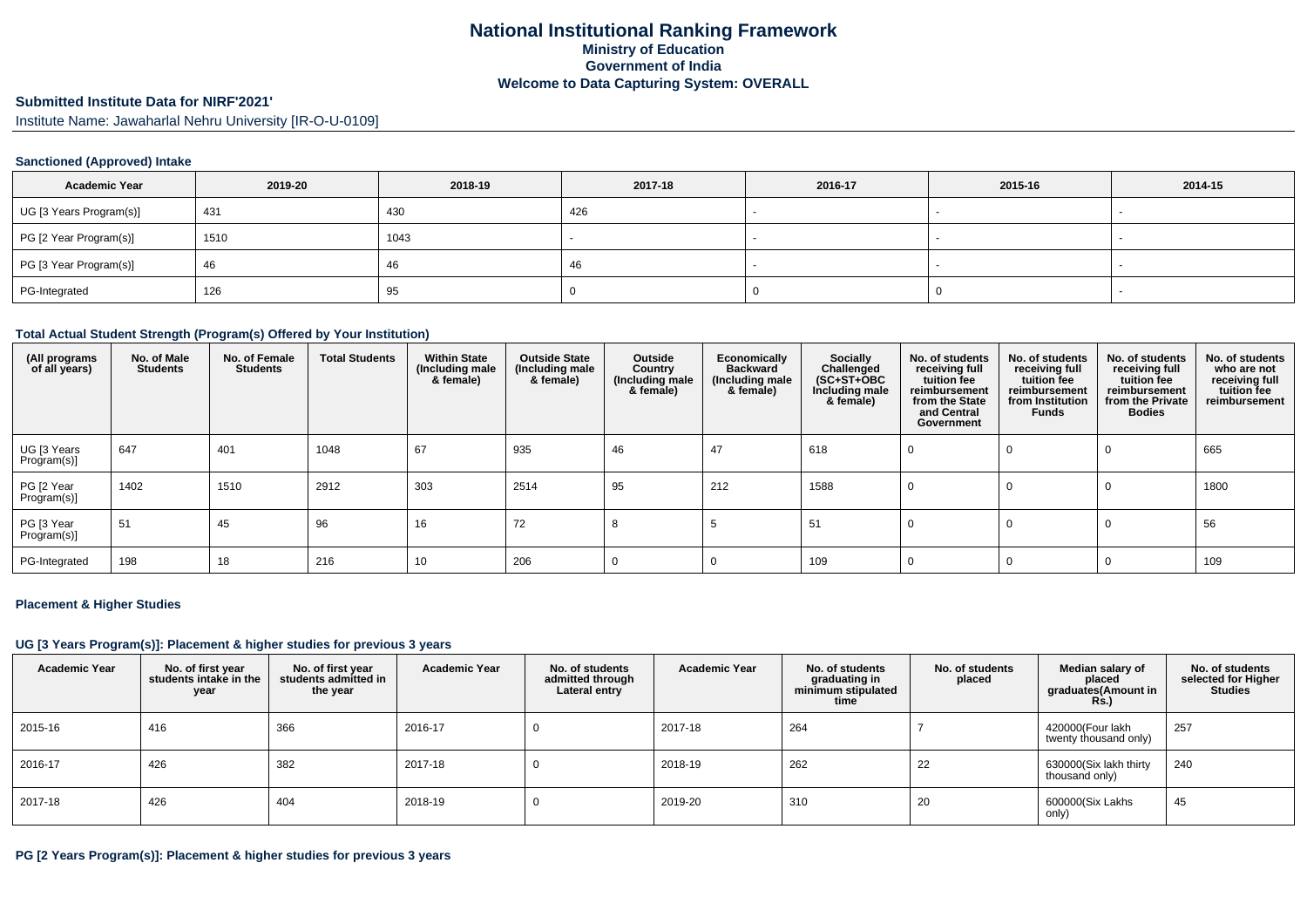# National Institutional Ranking Framework
## Ministry of Education
## Government of India
## Welcome to Data Capturing System: OVERALL

**Submitted Institute Data for NIRF'2021'**

Institute Name: Jawaharlal Nehru University [IR-O-U-0109]

### Sanctioned (Approved) Intake

| Academic Year | 2019-20 | 2018-19 | 2017-18 | 2016-17 | 2015-16 | 2014-15 |
|---|---|---|---|---|---|---|
| UG [3 Years Program(s)] | 431 | 430 | 426 | - | - | - |
| PG [2 Year Program(s)] | 1510 | 1043 | - | - | - | - |
| PG [3 Year Program(s)] | 46 | 46 | 46 | - | - | - |
| PG-Integrated | 126 | 95 | 0 | 0 | 0 | - |

### Total Actual Student Strength (Program(s) Offered by Your Institution)

| (All programs of all years) | No. of Male Students | No. of Female Students | Total Students | Within State (Including male & female) | Outside State (Including male & female) | Outside Country (Including male & female) | Economically Backward (Including male & female) | Socially Challenged (SC+ST+OBC Including male & female) | No. of students receiving full tuition fee reimbursement from the State and Central Government | No. of students receiving full tuition fee reimbursement from Institution Funds | No. of students receiving full tuition fee reimbursement from the Private Bodies | No. of students who are not receiving full tuition fee reimbursement |
|---|---|---|---|---|---|---|---|---|---|---|---|---|
| UG [3 Years Program(s)] | 647 | 401 | 1048 | 67 | 935 | 46 | 47 | 618 | 0 | 0 | 0 | 665 |
| PG [2 Year Program(s)] | 1402 | 1510 | 2912 | 303 | 2514 | 95 | 212 | 1588 | 0 | 0 | 0 | 1800 |
| PG [3 Year Program(s)] | 51 | 45 | 96 | 16 | 72 | 8 | 5 | 51 | 0 | 0 | 0 | 56 |
| PG-Integrated | 198 | 18 | 216 | 10 | 206 | 0 | 0 | 109 | 0 | 0 | 0 | 109 |

### Placement & Higher Studies

#### UG [3 Years Program(s)]: Placement & higher studies for previous 3 years

| Academic Year | No. of first year students intake in the year | No. of first year students admitted in the year | Academic Year | No. of students admitted through Lateral entry | Academic Year | No. of students graduating in minimum stipulated time | No. of students placed | Median salary of placed graduates(Amount in Rs.) | No. of students selected for Higher Studies |
|---|---|---|---|---|---|---|---|---|---|
| 2015-16 | 416 | 366 | 2016-17 | 0 | 2017-18 | 264 | 7 | 420000(Four lakh twenty thousand only) | 257 |
| 2016-17 | 426 | 382 | 2017-18 | 0 | 2018-19 | 262 | 22 | 630000(Six lakh thirty thousand only) | 240 |
| 2017-18 | 426 | 404 | 2018-19 | 0 | 2019-20 | 310 | 20 | 600000(Six Lakhs only) | 45 |

#### PG [2 Years Program(s)]: Placement & higher studies for previous 3 years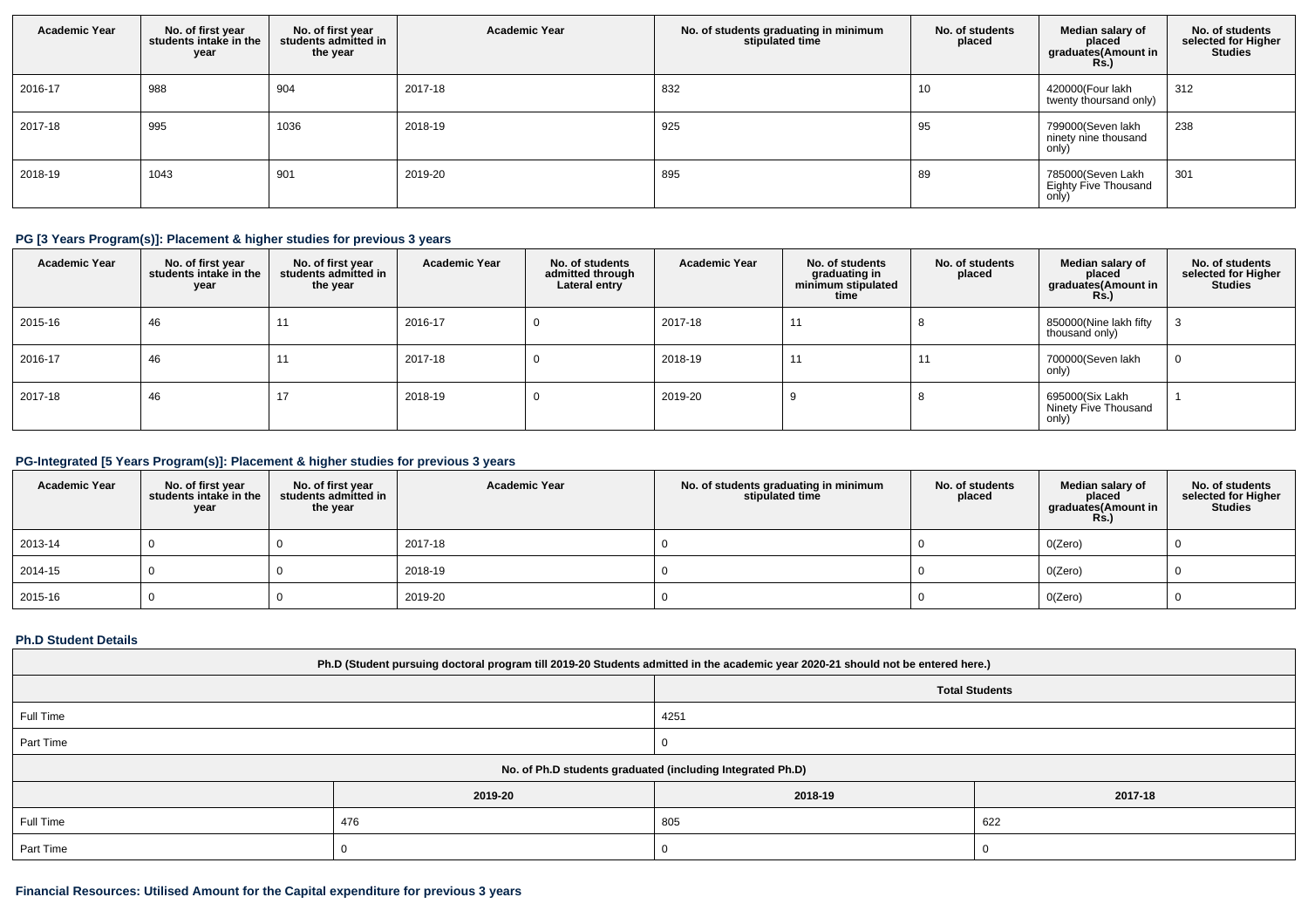| Academic Year | No. of first year students intake in the year | No. of first year students admitted in the year | Academic Year | No. of students graduating in minimum stipulated time | No. of students placed | Median salary of placed graduates(Amount in Rs.) | No. of students selected for Higher Studies |
| --- | --- | --- | --- | --- | --- | --- | --- |
| 2016-17 | 988 | 904 | 2017-18 | 832 | 10 | 420000(Four lakh twenty thoursand only) | 312 |
| 2017-18 | 995 | 1036 | 2018-19 | 925 | 95 | 799000(Seven lakh ninety nine thousand only) | 238 |
| 2018-19 | 1043 | 901 | 2019-20 | 895 | 89 | 785000(Seven Lakh Eighty Five Thousand only) | 301 |

### PG [3 Years Program(s)]: Placement & higher studies for previous 3 years

| Academic Year | No. of first year students intake in the year | No. of first year students admitted in the year | Academic Year | No. of students admitted through Lateral entry | Academic Year | No. of students graduating in minimum stipulated time | No. of students placed | Median salary of placed graduates(Amount in Rs.) | No. of students selected for Higher Studies |
| --- | --- | --- | --- | --- | --- | --- | --- | --- | --- |
| 2015-16 | 46 | 11 | 2016-17 | 0 | 2017-18 | 11 | 8 | 850000(Nine lakh fifty thousand only) | 3 |
| 2016-17 | 46 | 11 | 2017-18 | 0 | 2018-19 | 11 | 11 | 700000(Seven lakh only) | 0 |
| 2017-18 | 46 | 17 | 2018-19 | 0 | 2019-20 | 9 | 8 | 695000(Six Lakh Ninety Five Thousand only) | 1 |

### PG-Integrated [5 Years Program(s)]: Placement & higher studies for previous 3 years

| Academic Year | No. of first year students intake in the year | No. of first year students admitted in the year | Academic Year | No. of students graduating in minimum stipulated time | No. of students placed | Median salary of placed graduates(Amount in Rs.) | No. of students selected for Higher Studies |
| --- | --- | --- | --- | --- | --- | --- | --- |
| 2013-14 | 0 | 0 | 2017-18 | 0 | 0 | 0(Zero) | 0 |
| 2014-15 | 0 | 0 | 2018-19 | 0 | 0 | 0(Zero) | 0 |
| 2015-16 | 0 | 0 | 2019-20 | 0 | 0 | 0(Zero) | 0 |

### Ph.D Student Details

| Ph.D (Student pursuing doctoral program till 2019-20 Students admitted in the academic year 2020-21 should not be entered here.) | |
| --- | --- |
| | Total Students |
| Full Time | 4251 |
| Part Time | 0 |

| No. of Ph.D students graduated (including Integrated Ph.D) | | | |
| --- | --- | --- | --- |
| | 2019-20 | 2018-19 | 2017-18 |
| Full Time | 476 | 805 | 622 |
| Part Time | 0 | 0 | 0 |

### Financial Resources: Utilised Amount for the Capital expenditure for previous 3 years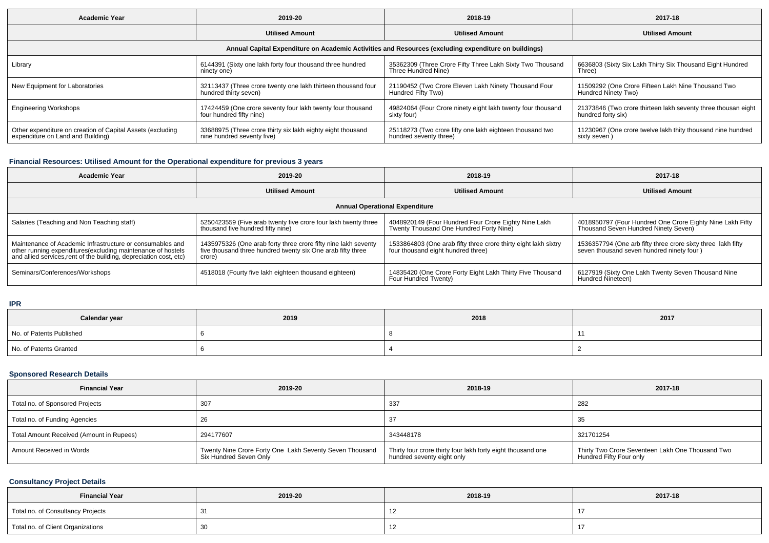| Academic Year | 2019-20 | 2018-19 | 2017-18 |
|---|---|---|---|
| | Utilised Amount | Utilised Amount | Utilised Amount |
| Annual Capital Expenditure on Academic Activities and Resources (excluding expenditure on buildings) | | | |
| Library | 6144391 (Sixty one lakh forty four thousand three hundred ninety one) | 35362309 (Three Crore Fifty Three Lakh Sixty Two Thousand Three Hundred Nine) | 6636803 (Sixty Six Lakh Thirty Six Thousand Eight Hundred Three) |
| New Equipment for Laboratories | 32113437 (Three crore twenty one lakh thirteen thousand four hundred thirty seven) | 21190452 (Two Crore Eleven Lakh Ninety Thousand Four Hundred Fifty Two) | 11509292 (One Crore Fifteen Lakh Nine Thousand Two Hundred Ninety Two) |
| Engineering Workshops | 17424459 (One crore seventy four lakh twenty four thousand four hundred fifty nine) | 49824064 (Four Crore ninety eight lakh twenty four thousand sixty four) | 21373846 (Two crore thirteen lakh seventy three thousan eight hundred forty six) |
| Other expenditure on creation of Capital Assets (excluding expenditure on Land and Building) | 33688975 (Three crore thirty six lakh eighty eight thousand nine hundred seventy five) | 25118273 (Two crore fifty one lakh eighteen thousand two hundred seventy three) | 11230967 (One crore twelve lakh thity thousand nine hundred sixty seven ) |

## Financial Resources: Utilised Amount for the Operational expenditure for previous 3 years

| Academic Year | 2019-20 | 2018-19 | 2017-18 |
|---|---|---|---|
| | Utilised Amount | Utilised Amount | Utilised Amount |
| Annual Operational Expenditure | | | |
| Salaries (Teaching and Non Teaching staff) | 5250423559 (Five arab twenty five crore four lakh twenty three thousand five hundred fifty nine) | 4048920149 (Four Hundred Four Crore Eighty Nine Lakh Twenty Thousand One Hundred Forty Nine) | 4018950797 (Four Hundred One Crore Eighty Nine Lakh Fifty Thousand Seven Hundred Ninety Seven) |
| Maintenance of Academic Infrastructure or consumables and other running expenditures(excluding maintenance of hostels and allied services,rent of the building, depreciation cost, etc) | 1435975326 (One arab forty three crore fifty nine lakh seventy five thousand three hundred twenty six One arab fifty three crore) | 1533864803 (One arab fifty three crore thirty eight lakh sixtry four thousand eight hundred three) | 1536357794 (One arb fifty three crore sixty three lakh fifty seven thousand seven hundred ninety four ) |
| Seminars/Conferences/Workshops | 4518018 (Fourty five lakh eighteen thousand eighteen) | 14835420 (One Crore Forty Eight Lakh Thirty Five Thousand Four Hundred Twenty) | 6127919 (Sixty One Lakh Twenty Seven Thousand Nine Hundred Nineteen) |

## IPR

| Calendar year | 2019 | 2018 | 2017 |
|---|---|---|---|
| No. of Patents Published | 6 | 8 | 11 |
| No. of Patents Granted | 6 | 4 | 2 |

## Sponsored Research Details

| Financial Year | 2019-20 | 2018-19 | 2017-18 |
|---|---|---|---|
| Total no. of Sponsored Projects | 307 | 337 | 282 |
| Total no. of Funding Agencies | 26 | 37 | 35 |
| Total Amount Received (Amount in Rupees) | 294177607 | 343448178 | 321701254 |
| Amount Received in Words | Twenty Nine Crore Forty One Lakh Seventy Seven Thousand Six Hundred Seven Only | Thirty four crore thirty four lakh forty eight thousand one hundred seventy eight only | Thirty Two Crore Seventeen Lakh One Thousand Two Hundred Fifty Four only |

## Consultancy Project Details

| Financial Year | 2019-20 | 2018-19 | 2017-18 |
|---|---|---|---|
| Total no. of Consultancy Projects | 31 | 12 | 17 |
| Total no. of Client Organizations | 30 | 12 | 17 |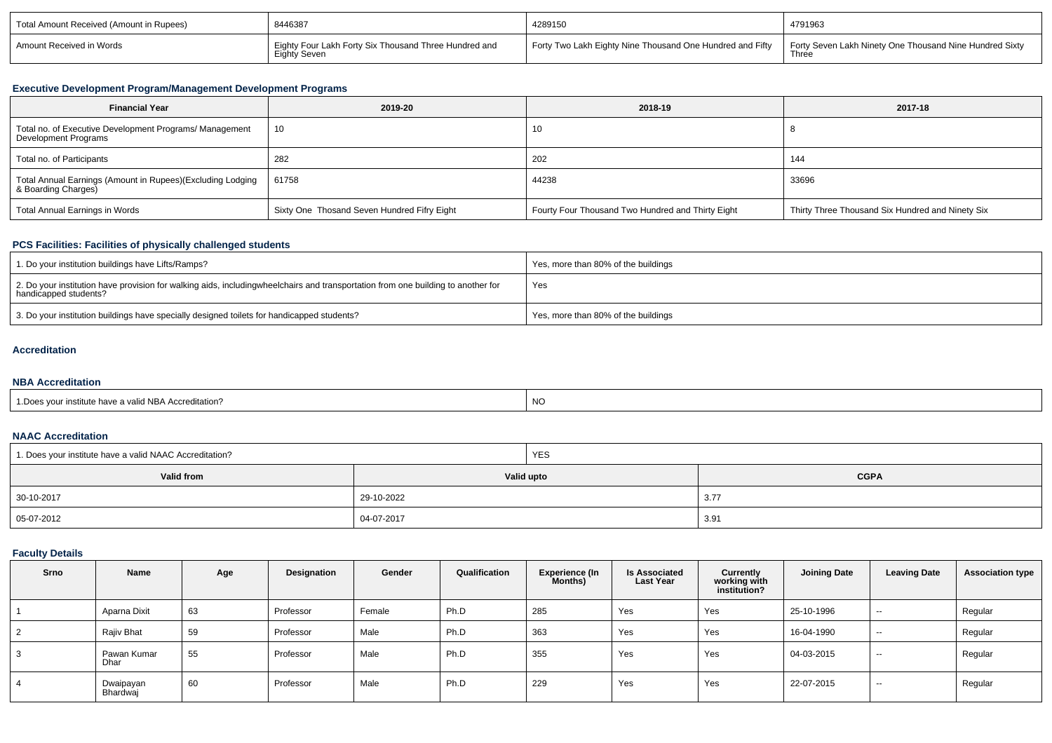| Total Amount Received (Amount in Rupees) | 8446387 | 4289150 | 4791963 |
|---|---|---|---|
| Amount Received in Words | Eighty Four Lakh Forty Six Thousand Three Hundred and Eighty Seven | Forty Two Lakh Eighty Nine Thousand One Hundred and Fifty | Forty Seven Lakh Ninety One Thousand Nine Hundred Sixty Three |

### Executive Development Program/Management Development Programs

| Financial Year | 2019-20 | 2018-19 | 2017-18 |
|---|---|---|---|
| Total no. of Executive Development Programs/ Management Development Programs | 10 | 10 | 8 |
| Total no. of Participants | 282 | 202 | 144 |
| Total Annual Earnings (Amount in Rupees)(Excluding Lodging & Boarding Charges) | 61758 | 44238 | 33696 |
| Total Annual Earnings in Words | Sixty One Thosand Seven Hundred Fifry Eight | Fourty Four Thousand Two Hundred and Thirty Eight | Thirty Three Thousand Six Hundred and Ninety Six |

### PCS Facilities: Facilities of physically challenged students

| | |
|---|---|
| 1. Do your institution buildings have Lifts/Ramps? | Yes, more than 80% of the buildings |
| 2. Do your institution have provision for walking aids, includingwheelchairs and transportation from one building to another for handicapped students? | Yes |
| 3. Do your institution buildings have specially designed toilets for handicapped students? | Yes, more than 80% of the buildings |

### Accreditation

### NBA Accreditation

| | |
|---|---|
| 1.Does your institute have a valid NBA Accreditation? | NO |

### NAAC Accreditation

| 1. Does your institute have a valid NAAC Accreditation? | YES | |
|---|---|---|
| **Valid from** | **Valid upto** | **CGPA** |
| 30-10-2017 | 29-10-2022 | 3.77 |
| 05-07-2012 | 04-07-2017 | 3.91 |

### Faculty Details

| Srno | Name | Age | Designation | Gender | Qualification | Experience (In Months) | Is Associated Last Year | Currently working with institution? | Joining Date | Leaving Date | Association type |
|---|---|---|---|---|---|---|---|---|---|---|---|
| 1 | Aparna Dixit | 63 | Professor | Female | Ph.D | 285 | Yes | Yes | 25-10-1996 | -- | Regular |
| 2 | Rajiv Bhat | 59 | Professor | Male | Ph.D | 363 | Yes | Yes | 16-04-1990 | -- | Regular |
| 3 | Pawan Kumar Dhar | 55 | Professor | Male | Ph.D | 355 | Yes | Yes | 04-03-2015 | -- | Regular |
| 4 | Dwaipayan Bhardwaj | 60 | Professor | Male | Ph.D | 229 | Yes | Yes | 22-07-2015 | -- | Regular |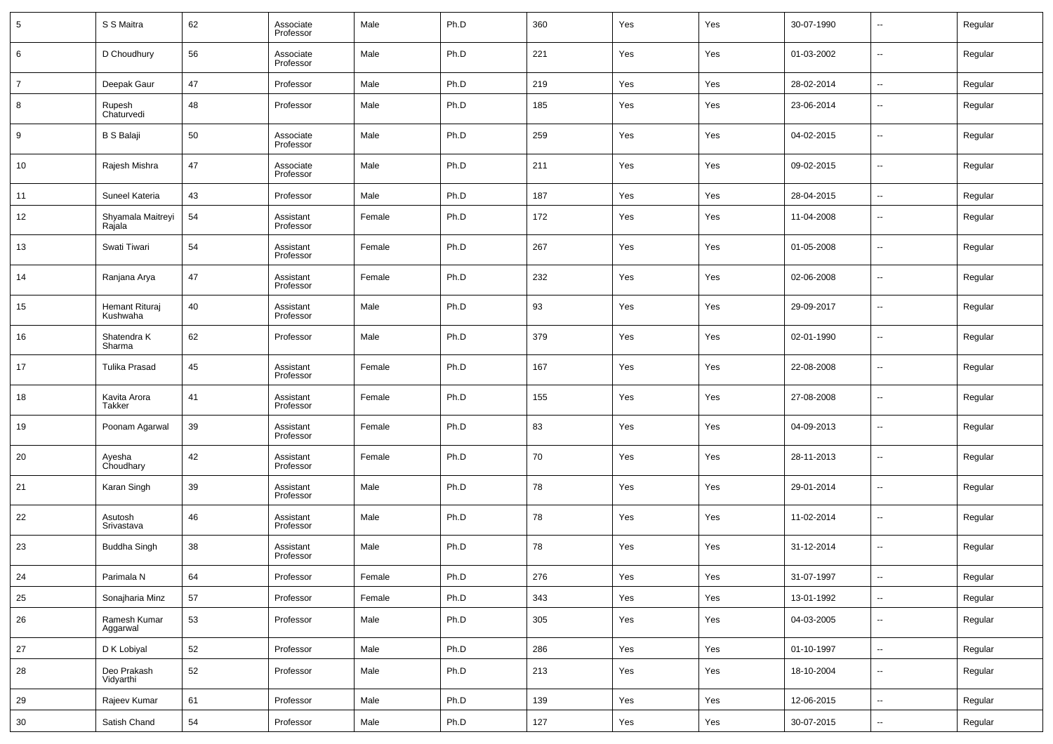| 5 | S S Maitra | 62 | Associate Professor | Male | Ph.D | 360 | Yes | Yes | 30-07-1990 | -- | Regular |
|---|---|---|---|---|---|---|---|---|---|---|---|
| 6 | D Choudhury | 56 | Associate Professor | Male | Ph.D | 221 | Yes | Yes | 01-03-2002 | -- | Regular |
| 7 | Deepak Gaur | 47 | Professor | Male | Ph.D | 219 | Yes | Yes | 28-02-2014 | -- | Regular |
| 8 | Rupesh Chaturvedi | 48 | Professor | Male | Ph.D | 185 | Yes | Yes | 23-06-2014 | -- | Regular |
| 9 | B S Balaji | 50 | Associate Professor | Male | Ph.D | 259 | Yes | Yes | 04-02-2015 | -- | Regular |
| 10 | Rajesh Mishra | 47 | Associate Professor | Male | Ph.D | 211 | Yes | Yes | 09-02-2015 | -- | Regular |
| 11 | Suneel Kateria | 43 | Professor | Male | Ph.D | 187 | Yes | Yes | 28-04-2015 | -- | Regular |
| 12 | Shyamala Maitreyi Rajala | 54 | Assistant Professor | Female | Ph.D | 172 | Yes | Yes | 11-04-2008 | -- | Regular |
| 13 | Swati Tiwari | 54 | Assistant Professor | Female | Ph.D | 267 | Yes | Yes | 01-05-2008 | -- | Regular |
| 14 | Ranjana Arya | 47 | Assistant Professor | Female | Ph.D | 232 | Yes | Yes | 02-06-2008 | -- | Regular |
| 15 | Hemant Rituraj Kushwaha | 40 | Assistant Professor | Male | Ph.D | 93 | Yes | Yes | 29-09-2017 | -- | Regular |
| 16 | Shatendra K Sharma | 62 | Professor | Male | Ph.D | 379 | Yes | Yes | 02-01-1990 | -- | Regular |
| 17 | Tulika Prasad | 45 | Assistant Professor | Female | Ph.D | 167 | Yes | Yes | 22-08-2008 | -- | Regular |
| 18 | Kavita Arora Takker | 41 | Assistant Professor | Female | Ph.D | 155 | Yes | Yes | 27-08-2008 | -- | Regular |
| 19 | Poonam Agarwal | 39 | Assistant Professor | Female | Ph.D | 83 | Yes | Yes | 04-09-2013 | -- | Regular |
| 20 | Ayesha Choudhary | 42 | Assistant Professor | Female | Ph.D | 70 | Yes | Yes | 28-11-2013 | -- | Regular |
| 21 | Karan Singh | 39 | Assistant Professor | Male | Ph.D | 78 | Yes | Yes | 29-01-2014 | -- | Regular |
| 22 | Asutosh Srivastava | 46 | Assistant Professor | Male | Ph.D | 78 | Yes | Yes | 11-02-2014 | -- | Regular |
| 23 | Buddha Singh | 38 | Assistant Professor | Male | Ph.D | 78 | Yes | Yes | 31-12-2014 | -- | Regular |
| 24 | Parimala N | 64 | Professor | Female | Ph.D | 276 | Yes | Yes | 31-07-1997 | -- | Regular |
| 25 | Sonajharia Minz | 57 | Professor | Female | Ph.D | 343 | Yes | Yes | 13-01-1992 | -- | Regular |
| 26 | Ramesh Kumar Aggarwal | 53 | Professor | Male | Ph.D | 305 | Yes | Yes | 04-03-2005 | -- | Regular |
| 27 | D K Lobiyal | 52 | Professor | Male | Ph.D | 286 | Yes | Yes | 01-10-1997 | -- | Regular |
| 28 | Deo Prakash Vidyarthi | 52 | Professor | Male | Ph.D | 213 | Yes | Yes | 18-10-2004 | -- | Regular |
| 29 | Rajeev Kumar | 61 | Professor | Male | Ph.D | 139 | Yes | Yes | 12-06-2015 | -- | Regular |
| 30 | Satish Chand | 54 | Professor | Male | Ph.D | 127 | Yes | Yes | 30-07-2015 | -- | Regular |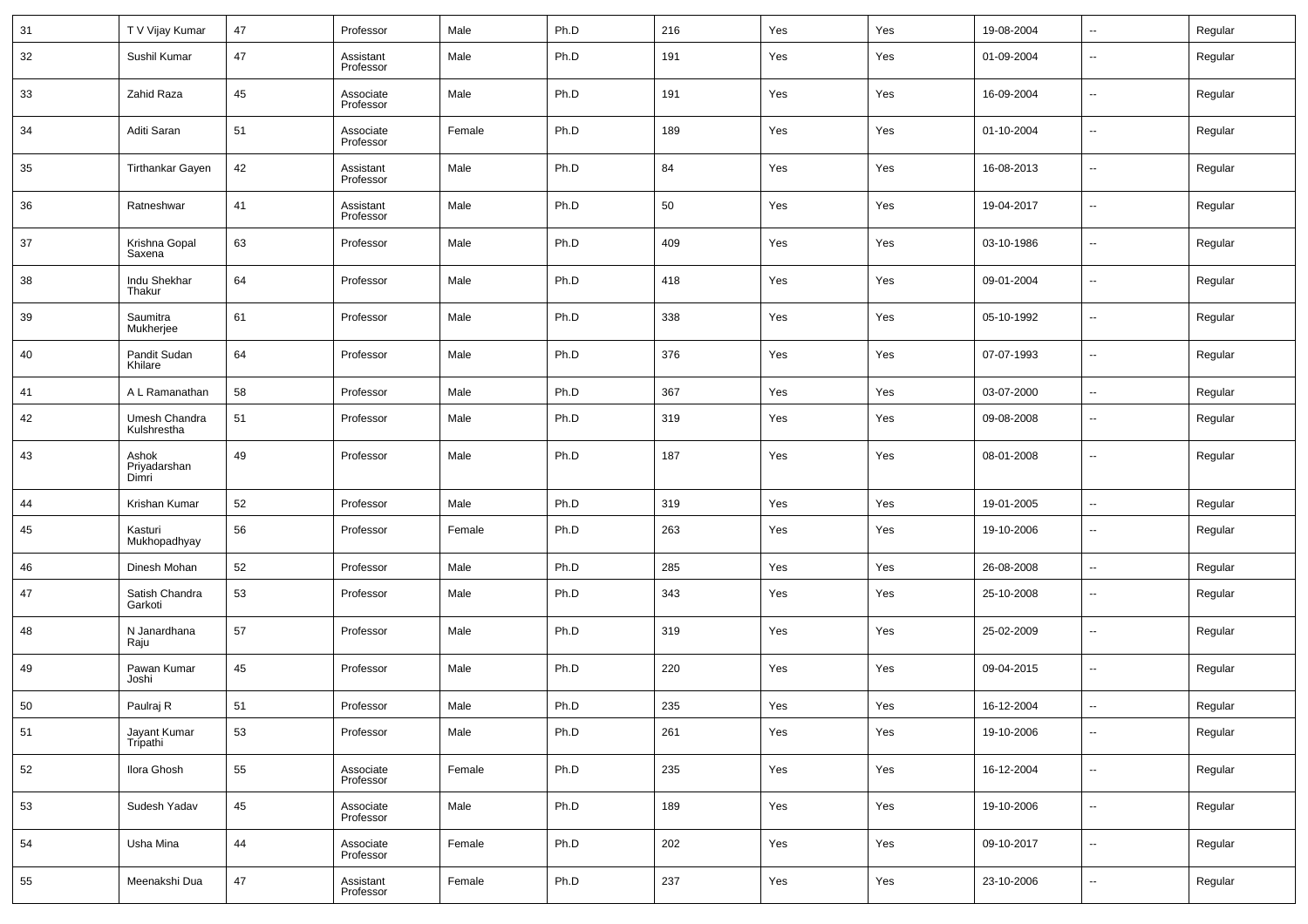| 31 | T V Vijay Kumar | 47 | Professor | Male | Ph.D | 216 | Yes | Yes | 19-08-2004 | -- | Regular |
|---|---|---|---|---|---|---|---|---|---|---|---|
| 32 | Sushil Kumar | 47 | Assistant Professor | Male | Ph.D | 191 | Yes | Yes | 01-09-2004 | -- | Regular |
| 33 | Zahid Raza | 45 | Associate Professor | Male | Ph.D | 191 | Yes | Yes | 16-09-2004 | -- | Regular |
| 34 | Aditi Saran | 51 | Associate Professor | Female | Ph.D | 189 | Yes | Yes | 01-10-2004 | -- | Regular |
| 35 | Tirthankar Gayen | 42 | Assistant Professor | Male | Ph.D | 84 | Yes | Yes | 16-08-2013 | -- | Regular |
| 36 | Ratneshwar | 41 | Assistant Professor | Male | Ph.D | 50 | Yes | Yes | 19-04-2017 | -- | Regular |
| 37 | Krishna Gopal Saxena | 63 | Professor | Male | Ph.D | 409 | Yes | Yes | 03-10-1986 | -- | Regular |
| 38 | Indu Shekhar Thakur | 64 | Professor | Male | Ph.D | 418 | Yes | Yes | 09-01-2004 | -- | Regular |
| 39 | Saumitra Mukherjee | 61 | Professor | Male | Ph.D | 338 | Yes | Yes | 05-10-1992 | -- | Regular |
| 40 | Pandit Sudan Khilare | 64 | Professor | Male | Ph.D | 376 | Yes | Yes | 07-07-1993 | -- | Regular |
| 41 | A L Ramanathan | 58 | Professor | Male | Ph.D | 367 | Yes | Yes | 03-07-2000 | -- | Regular |
| 42 | Umesh Chandra Kulshrestha | 51 | Professor | Male | Ph.D | 319 | Yes | Yes | 09-08-2008 | -- | Regular |
| 43 | Ashok Priyadarshan Dimri | 49 | Professor | Male | Ph.D | 187 | Yes | Yes | 08-01-2008 | -- | Regular |
| 44 | Krishan Kumar | 52 | Professor | Male | Ph.D | 319 | Yes | Yes | 19-01-2005 | -- | Regular |
| 45 | Kasturi Mukhopadhyay | 56 | Professor | Female | Ph.D | 263 | Yes | Yes | 19-10-2006 | -- | Regular |
| 46 | Dinesh Mohan | 52 | Professor | Male | Ph.D | 285 | Yes | Yes | 26-08-2008 | -- | Regular |
| 47 | Satish Chandra Garkoti | 53 | Professor | Male | Ph.D | 343 | Yes | Yes | 25-10-2008 | -- | Regular |
| 48 | N Janardhana Raju | 57 | Professor | Male | Ph.D | 319 | Yes | Yes | 25-02-2009 | -- | Regular |
| 49 | Pawan Kumar Joshi | 45 | Professor | Male | Ph.D | 220 | Yes | Yes | 09-04-2015 | -- | Regular |
| 50 | Paulraj R | 51 | Professor | Male | Ph.D | 235 | Yes | Yes | 16-12-2004 | -- | Regular |
| 51 | Jayant Kumar Tripathi | 53 | Professor | Male | Ph.D | 261 | Yes | Yes | 19-10-2006 | -- | Regular |
| 52 | Ilora Ghosh | 55 | Associate Professor | Female | Ph.D | 235 | Yes | Yes | 16-12-2004 | -- | Regular |
| 53 | Sudesh Yadav | 45 | Associate Professor | Male | Ph.D | 189 | Yes | Yes | 19-10-2006 | -- | Regular |
| 54 | Usha Mina | 44 | Associate Professor | Female | Ph.D | 202 | Yes | Yes | 09-10-2017 | -- | Regular |
| 55 | Meenakshi Dua | 47 | Assistant Professor | Female | Ph.D | 237 | Yes | Yes | 23-10-2006 | -- | Regular |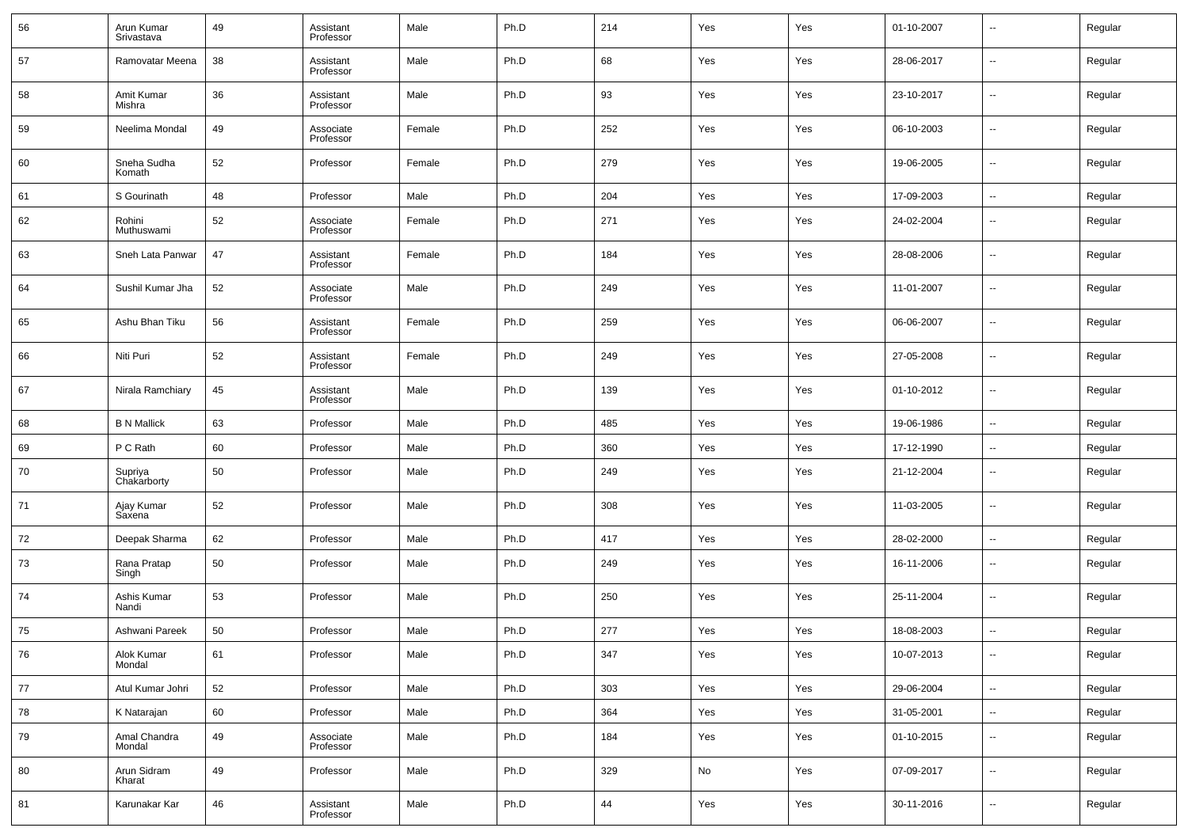| | | | | | | | | | | | |
|---|---|---|---|---|---|---|---|---|---|---|---|
| 56 | Arun Kumar Srivastava | 49 | Assistant Professor | Male | Ph.D | 214 | Yes | Yes | 01-10-2007 | -- | Regular |
| 57 | Ramovatar Meena | 38 | Assistant Professor | Male | Ph.D | 68 | Yes | Yes | 28-06-2017 | -- | Regular |
| 58 | Amit Kumar Mishra | 36 | Assistant Professor | Male | Ph.D | 93 | Yes | Yes | 23-10-2017 | -- | Regular |
| 59 | Neelima Mondal | 49 | Associate Professor | Female | Ph.D | 252 | Yes | Yes | 06-10-2003 | -- | Regular |
| 60 | Sneha Sudha Komath | 52 | Professor | Female | Ph.D | 279 | Yes | Yes | 19-06-2005 | -- | Regular |
| 61 | S Gourinath | 48 | Professor | Male | Ph.D | 204 | Yes | Yes | 17-09-2003 | -- | Regular |
| 62 | Rohini Muthuswami | 52 | Associate Professor | Female | Ph.D | 271 | Yes | Yes | 24-02-2004 | -- | Regular |
| 63 | Sneh Lata Panwar | 47 | Assistant Professor | Female | Ph.D | 184 | Yes | Yes | 28-08-2006 | -- | Regular |
| 64 | Sushil Kumar Jha | 52 | Associate Professor | Male | Ph.D | 249 | Yes | Yes | 11-01-2007 | -- | Regular |
| 65 | Ashu Bhan Tiku | 56 | Assistant Professor | Female | Ph.D | 259 | Yes | Yes | 06-06-2007 | -- | Regular |
| 66 | Niti Puri | 52 | Assistant Professor | Female | Ph.D | 249 | Yes | Yes | 27-05-2008 | -- | Regular |
| 67 | Nirala Ramchiary | 45 | Assistant Professor | Male | Ph.D | 139 | Yes | Yes | 01-10-2012 | -- | Regular |
| 68 | B N Mallick | 63 | Professor | Male | Ph.D | 485 | Yes | Yes | 19-06-1986 | -- | Regular |
| 69 | P C Rath | 60 | Professor | Male | Ph.D | 360 | Yes | Yes | 17-12-1990 | -- | Regular |
| 70 | Supriya Chakarborty | 50 | Professor | Male | Ph.D | 249 | Yes | Yes | 21-12-2004 | -- | Regular |
| 71 | Ajay Kumar Saxena | 52 | Professor | Male | Ph.D | 308 | Yes | Yes | 11-03-2005 | -- | Regular |
| 72 | Deepak Sharma | 62 | Professor | Male | Ph.D | 417 | Yes | Yes | 28-02-2000 | -- | Regular |
| 73 | Rana Pratap Singh | 50 | Professor | Male | Ph.D | 249 | Yes | Yes | 16-11-2006 | -- | Regular |
| 74 | Ashis Kumar Nandi | 53 | Professor | Male | Ph.D | 250 | Yes | Yes | 25-11-2004 | -- | Regular |
| 75 | Ashwani Pareek | 50 | Professor | Male | Ph.D | 277 | Yes | Yes | 18-08-2003 | -- | Regular |
| 76 | Alok Kumar Mondal | 61 | Professor | Male | Ph.D | 347 | Yes | Yes | 10-07-2013 | -- | Regular |
| 77 | Atul Kumar Johri | 52 | Professor | Male | Ph.D | 303 | Yes | Yes | 29-06-2004 | -- | Regular |
| 78 | K Natarajan | 60 | Professor | Male | Ph.D | 364 | Yes | Yes | 31-05-2001 | -- | Regular |
| 79 | Amal Chandra Mondal | 49 | Associate Professor | Male | Ph.D | 184 | Yes | Yes | 01-10-2015 | -- | Regular |
| 80 | Arun Sidram Kharat | 49 | Professor | Male | Ph.D | 329 | No | Yes | 07-09-2017 | -- | Regular |
| 81 | Karunakar Kar | 46 | Assistant Professor | Male | Ph.D | 44 | Yes | Yes | 30-11-2016 | -- | Regular |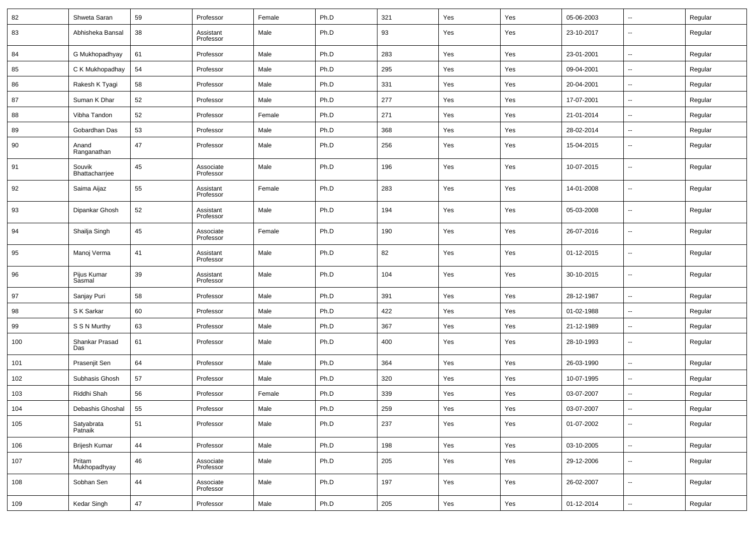| | | | | | | | | | | | |
|---|---|---|---|---|---|---|---|---|---|---|---|
| 82 | Shweta Saran | 59 | Professor | Female | Ph.D | 321 | Yes | Yes | 05-06-2003 | -- | Regular |
| 83 | Abhisheka Bansal | 38 | Assistant Professor | Male | Ph.D | 93 | Yes | Yes | 23-10-2017 | -- | Regular |
| 84 | G Mukhopadhyay | 61 | Professor | Male | Ph.D | 283 | Yes | Yes | 23-01-2001 | -- | Regular |
| 85 | C K Mukhopadhay | 54 | Professor | Male | Ph.D | 295 | Yes | Yes | 09-04-2001 | -- | Regular |
| 86 | Rakesh K Tyagi | 58 | Professor | Male | Ph.D | 331 | Yes | Yes | 20-04-2001 | -- | Regular |
| 87 | Suman K Dhar | 52 | Professor | Male | Ph.D | 277 | Yes | Yes | 17-07-2001 | -- | Regular |
| 88 | Vibha Tandon | 52 | Professor | Female | Ph.D | 271 | Yes | Yes | 21-01-2014 | -- | Regular |
| 89 | Gobardhan Das | 53 | Professor | Male | Ph.D | 368 | Yes | Yes | 28-02-2014 | -- | Regular |
| 90 | Anand Ranganathan | 47 | Professor | Male | Ph.D | 256 | Yes | Yes | 15-04-2015 | -- | Regular |
| 91 | Souvik Bhattacharrjee | 45 | Associate Professor | Male | Ph.D | 196 | Yes | Yes | 10-07-2015 | -- | Regular |
| 92 | Saima Aijaz | 55 | Assistant Professor | Female | Ph.D | 283 | Yes | Yes | 14-01-2008 | -- | Regular |
| 93 | Dipankar Ghosh | 52 | Assistant Professor | Male | Ph.D | 194 | Yes | Yes | 05-03-2008 | -- | Regular |
| 94 | Shailja Singh | 45 | Associate Professor | Female | Ph.D | 190 | Yes | Yes | 26-07-2016 | -- | Regular |
| 95 | Manoj Verma | 41 | Assistant Professor | Male | Ph.D | 82 | Yes | Yes | 01-12-2015 | -- | Regular |
| 96 | Pijus Kumar Sasmal | 39 | Assistant Professor | Male | Ph.D | 104 | Yes | Yes | 30-10-2015 | -- | Regular |
| 97 | Sanjay Puri | 58 | Professor | Male | Ph.D | 391 | Yes | Yes | 28-12-1987 | -- | Regular |
| 98 | S K Sarkar | 60 | Professor | Male | Ph.D | 422 | Yes | Yes | 01-02-1988 | -- | Regular |
| 99 | S S N Murthy | 63 | Professor | Male | Ph.D | 367 | Yes | Yes | 21-12-1989 | -- | Regular |
| 100 | Shankar Prasad Das | 61 | Professor | Male | Ph.D | 400 | Yes | Yes | 28-10-1993 | -- | Regular |
| 101 | Prasenjit Sen | 64 | Professor | Male | Ph.D | 364 | Yes | Yes | 26-03-1990 | -- | Regular |
| 102 | Subhasis Ghosh | 57 | Professor | Male | Ph.D | 320 | Yes | Yes | 10-07-1995 | -- | Regular |
| 103 | Riddhi Shah | 56 | Professor | Female | Ph.D | 339 | Yes | Yes | 03-07-2007 | -- | Regular |
| 104 | Debashis Ghoshal | 55 | Professor | Male | Ph.D | 259 | Yes | Yes | 03-07-2007 | -- | Regular |
| 105 | Satyabrata Patnaik | 51 | Professor | Male | Ph.D | 237 | Yes | Yes | 01-07-2002 | -- | Regular |
| 106 | Brijesh Kumar | 44 | Professor | Male | Ph.D | 198 | Yes | Yes | 03-10-2005 | -- | Regular |
| 107 | Pritam Mukhopadhyay | 46 | Associate Professor | Male | Ph.D | 205 | Yes | Yes | 29-12-2006 | -- | Regular |
| 108 | Sobhan Sen | 44 | Associate Professor | Male | Ph.D | 197 | Yes | Yes | 26-02-2007 | -- | Regular |
| 109 | Kedar Singh | 47 | Professor | Male | Ph.D | 205 | Yes | Yes | 01-12-2014 | -- | Regular |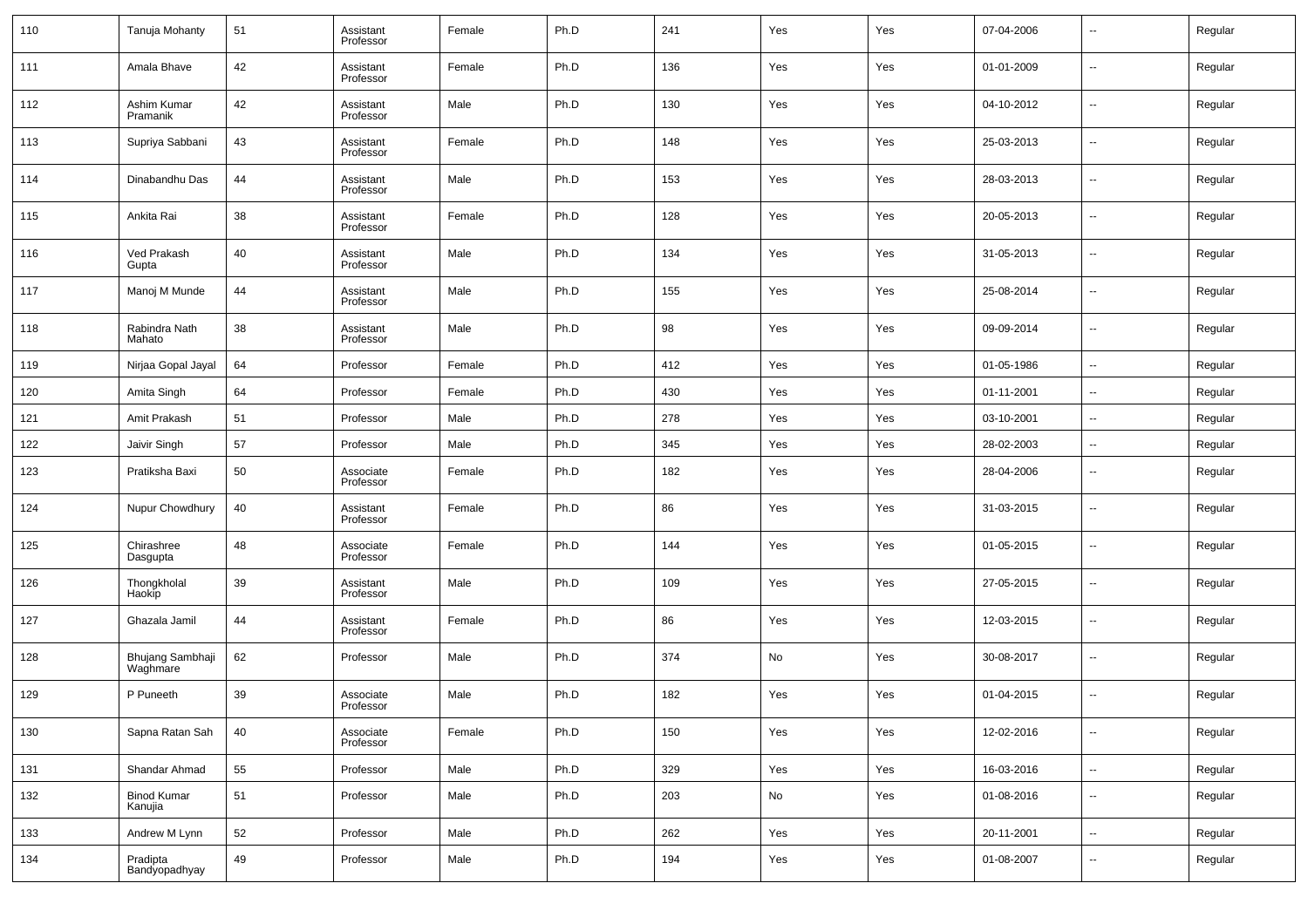| | | | | | | | | | | | |
|---|---|---|---|---|---|---|---|---|---|---|---|
| 110 | Tanuja Mohanty | 51 | Assistant Professor | Female | Ph.D | 241 | Yes | Yes | 07-04-2006 | -- | Regular |
| 111 | Amala Bhave | 42 | Assistant Professor | Female | Ph.D | 136 | Yes | Yes | 01-01-2009 | -- | Regular |
| 112 | Ashim Kumar Pramanik | 42 | Assistant Professor | Male | Ph.D | 130 | Yes | Yes | 04-10-2012 | -- | Regular |
| 113 | Supriya Sabbani | 43 | Assistant Professor | Female | Ph.D | 148 | Yes | Yes | 25-03-2013 | -- | Regular |
| 114 | Dinabandhu Das | 44 | Assistant Professor | Male | Ph.D | 153 | Yes | Yes | 28-03-2013 | -- | Regular |
| 115 | Ankita Rai | 38 | Assistant Professor | Female | Ph.D | 128 | Yes | Yes | 20-05-2013 | -- | Regular |
| 116 | Ved Prakash Gupta | 40 | Assistant Professor | Male | Ph.D | 134 | Yes | Yes | 31-05-2013 | -- | Regular |
| 117 | Manoj M Munde | 44 | Assistant Professor | Male | Ph.D | 155 | Yes | Yes | 25-08-2014 | -- | Regular |
| 118 | Rabindra Nath Mahato | 38 | Assistant Professor | Male | Ph.D | 98 | Yes | Yes | 09-09-2014 | -- | Regular |
| 119 | Nirjaa Gopal Jayal | 64 | Professor | Female | Ph.D | 412 | Yes | Yes | 01-05-1986 | -- | Regular |
| 120 | Amita Singh | 64 | Professor | Female | Ph.D | 430 | Yes | Yes | 01-11-2001 | -- | Regular |
| 121 | Amit Prakash | 51 | Professor | Male | Ph.D | 278 | Yes | Yes | 03-10-2001 | -- | Regular |
| 122 | Jaivir Singh | 57 | Professor | Male | Ph.D | 345 | Yes | Yes | 28-02-2003 | -- | Regular |
| 123 | Pratiksha Baxi | 50 | Associate Professor | Female | Ph.D | 182 | Yes | Yes | 28-04-2006 | -- | Regular |
| 124 | Nupur Chowdhury | 40 | Assistant Professor | Female | Ph.D | 86 | Yes | Yes | 31-03-2015 | -- | Regular |
| 125 | Chirashree Dasgupta | 48 | Associate Professor | Female | Ph.D | 144 | Yes | Yes | 01-05-2015 | -- | Regular |
| 126 | Thongkholal Haokip | 39 | Assistant Professor | Male | Ph.D | 109 | Yes | Yes | 27-05-2015 | -- | Regular |
| 127 | Ghazala Jamil | 44 | Assistant Professor | Female | Ph.D | 86 | Yes | Yes | 12-03-2015 | -- | Regular |
| 128 | Bhujang Sambhaji Waghmare | 62 | Professor | Male | Ph.D | 374 | No | Yes | 30-08-2017 | -- | Regular |
| 129 | P Puneeth | 39 | Associate Professor | Male | Ph.D | 182 | Yes | Yes | 01-04-2015 | -- | Regular |
| 130 | Sapna Ratan Sah | 40 | Associate Professor | Female | Ph.D | 150 | Yes | Yes | 12-02-2016 | -- | Regular |
| 131 | Shandar Ahmad | 55 | Professor | Male | Ph.D | 329 | Yes | Yes | 16-03-2016 | -- | Regular |
| 132 | Binod Kumar Kanujia | 51 | Professor | Male | Ph.D | 203 | No | Yes | 01-08-2016 | -- | Regular |
| 133 | Andrew M Lynn | 52 | Professor | Male | Ph.D | 262 | Yes | Yes | 20-11-2001 | -- | Regular |
| 134 | Pradipta Bandyopadhyay | 49 | Professor | Male | Ph.D | 194 | Yes | Yes | 01-08-2007 | -- | Regular |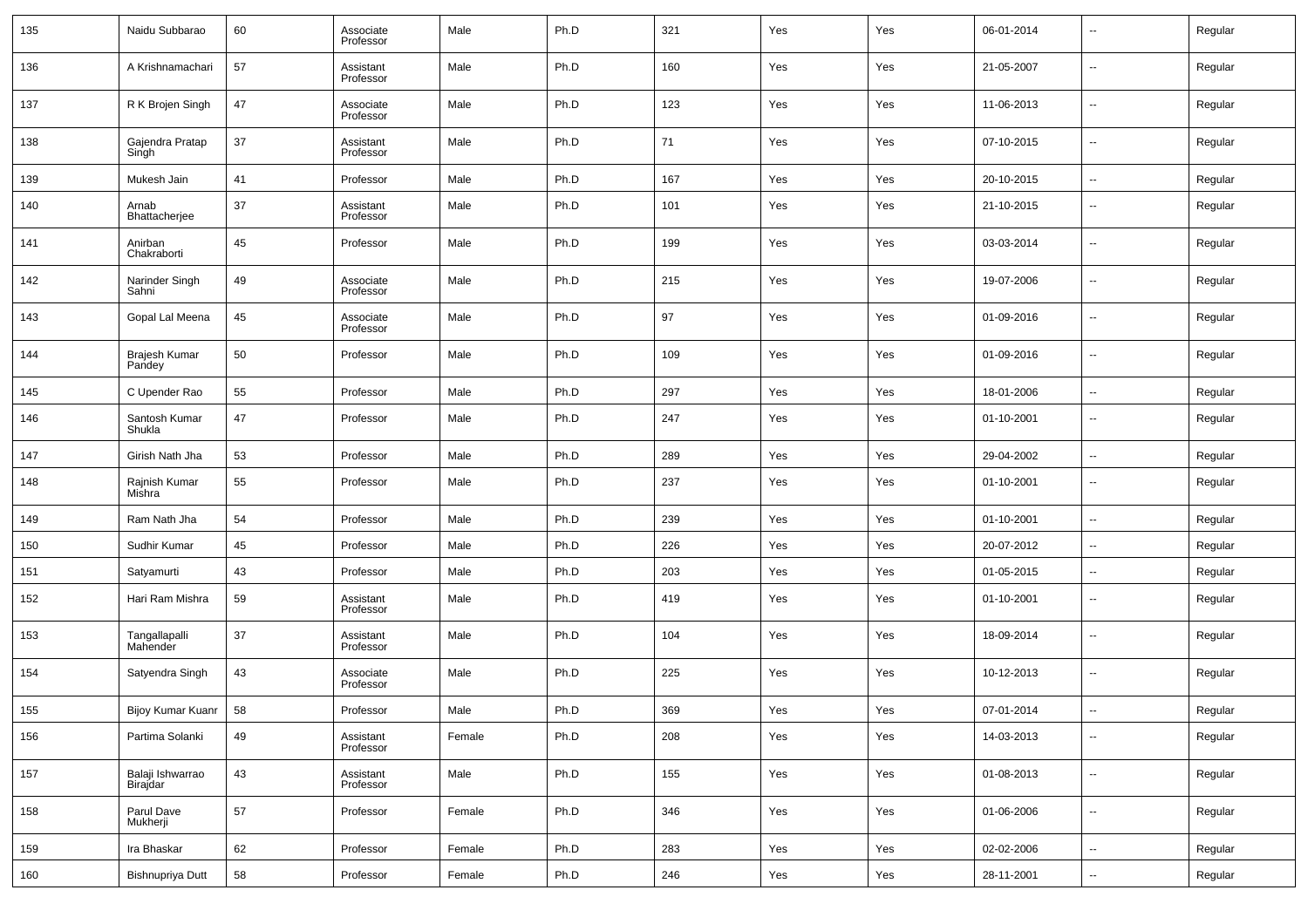| | | | | | | | | | | | |
|---|---|---|---|---|---|---|---|---|---|---|---|
| 135 | Naidu Subbarao | 60 | Associate Professor | Male | Ph.D | 321 | Yes | Yes | 06-01-2014 | -- | Regular |
| 136 | A Krishnamachari | 57 | Assistant Professor | Male | Ph.D | 160 | Yes | Yes | 21-05-2007 | -- | Regular |
| 137 | R K Brojen Singh | 47 | Associate Professor | Male | Ph.D | 123 | Yes | Yes | 11-06-2013 | -- | Regular |
| 138 | Gajendra Pratap Singh | 37 | Assistant Professor | Male | Ph.D | 71 | Yes | Yes | 07-10-2015 | -- | Regular |
| 139 | Mukesh Jain | 41 | Professor | Male | Ph.D | 167 | Yes | Yes | 20-10-2015 | -- | Regular |
| 140 | Arnab Bhattacherjee | 37 | Assistant Professor | Male | Ph.D | 101 | Yes | Yes | 21-10-2015 | -- | Regular |
| 141 | Anirban Chakraborti | 45 | Professor | Male | Ph.D | 199 | Yes | Yes | 03-03-2014 | -- | Regular |
| 142 | Narinder Singh Sahni | 49 | Associate Professor | Male | Ph.D | 215 | Yes | Yes | 19-07-2006 | -- | Regular |
| 143 | Gopal Lal Meena | 45 | Associate Professor | Male | Ph.D | 97 | Yes | Yes | 01-09-2016 | -- | Regular |
| 144 | Brajesh Kumar Pandey | 50 | Professor | Male | Ph.D | 109 | Yes | Yes | 01-09-2016 | -- | Regular |
| 145 | C Upender Rao | 55 | Professor | Male | Ph.D | 297 | Yes | Yes | 18-01-2006 | -- | Regular |
| 146 | Santosh Kumar Shukla | 47 | Professor | Male | Ph.D | 247 | Yes | Yes | 01-10-2001 | -- | Regular |
| 147 | Girish Nath Jha | 53 | Professor | Male | Ph.D | 289 | Yes | Yes | 29-04-2002 | -- | Regular |
| 148 | Rajnish Kumar Mishra | 55 | Professor | Male | Ph.D | 237 | Yes | Yes | 01-10-2001 | -- | Regular |
| 149 | Ram Nath Jha | 54 | Professor | Male | Ph.D | 239 | Yes | Yes | 01-10-2001 | -- | Regular |
| 150 | Sudhir Kumar | 45 | Professor | Male | Ph.D | 226 | Yes | Yes | 20-07-2012 | -- | Regular |
| 151 | Satyamurti | 43 | Professor | Male | Ph.D | 203 | Yes | Yes | 01-05-2015 | -- | Regular |
| 152 | Hari Ram Mishra | 59 | Assistant Professor | Male | Ph.D | 419 | Yes | Yes | 01-10-2001 | -- | Regular |
| 153 | Tangallapalli Mahender | 37 | Assistant Professor | Male | Ph.D | 104 | Yes | Yes | 18-09-2014 | -- | Regular |
| 154 | Satyendra Singh | 43 | Associate Professor | Male | Ph.D | 225 | Yes | Yes | 10-12-2013 | -- | Regular |
| 155 | Bijoy Kumar Kuanr | 58 | Professor | Male | Ph.D | 369 | Yes | Yes | 07-01-2014 | -- | Regular |
| 156 | Partima Solanki | 49 | Assistant Professor | Female | Ph.D | 208 | Yes | Yes | 14-03-2013 | -- | Regular |
| 157 | Balaji Ishwarrao Birajdar | 43 | Assistant Professor | Male | Ph.D | 155 | Yes | Yes | 01-08-2013 | -- | Regular |
| 158 | Parul Dave Mukherji | 57 | Professor | Female | Ph.D | 346 | Yes | Yes | 01-06-2006 | -- | Regular |
| 159 | Ira Bhaskar | 62 | Professor | Female | Ph.D | 283 | Yes | Yes | 02-02-2006 | -- | Regular |
| 160 | Bishnupriya Dutt | 58 | Professor | Female | Ph.D | 246 | Yes | Yes | 28-11-2001 | -- | Regular |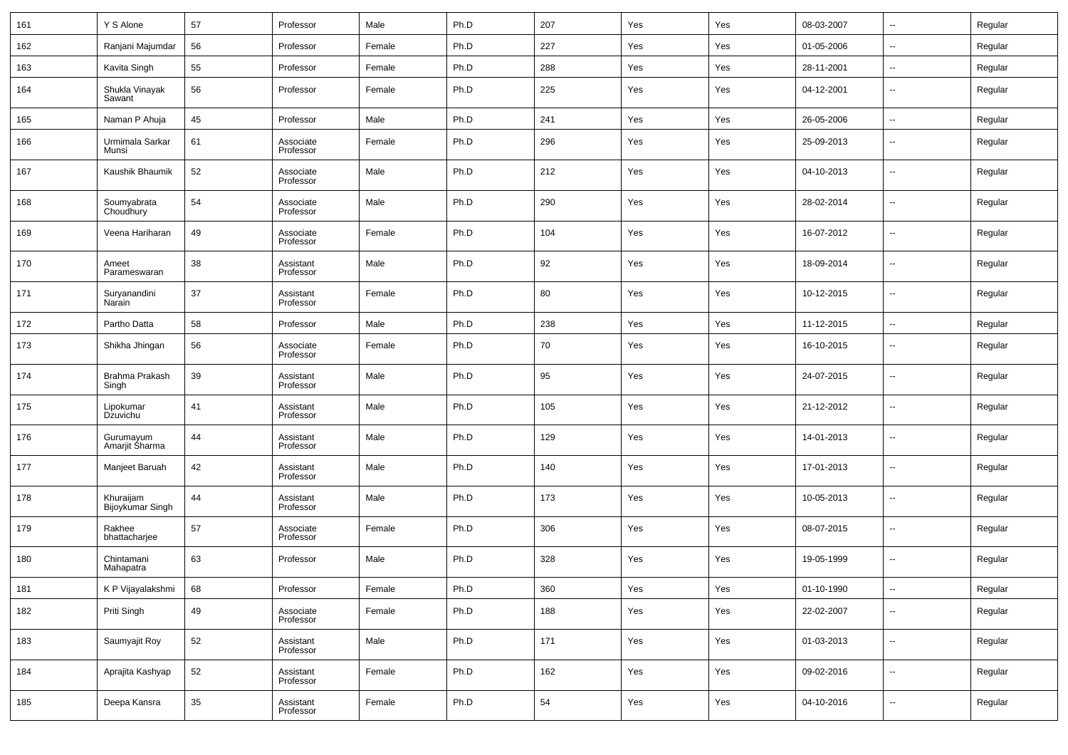| 161 | Y S Alone | 57 | Professor | Male | Ph.D | 207 | Yes | Yes | 08-03-2007 | -- | Regular |
|---|---|---|---|---|---|---|---|---|---|---|---|
| 162 | Ranjani Majumdar | 56 | Professor | Female | Ph.D | 227 | Yes | Yes | 01-05-2006 | -- | Regular |
| 163 | Kavita Singh | 55 | Professor | Female | Ph.D | 288 | Yes | Yes | 28-11-2001 | -- | Regular |
| 164 | Shukla Vinayak Sawant | 56 | Professor | Female | Ph.D | 225 | Yes | Yes | 04-12-2001 | -- | Regular |
| 165 | Naman P Ahuja | 45 | Professor | Male | Ph.D | 241 | Yes | Yes | 26-05-2006 | -- | Regular |
| 166 | Urmimala Sarkar Munsi | 61 | Associate Professor | Female | Ph.D | 296 | Yes | Yes | 25-09-2013 | -- | Regular |
| 167 | Kaushik Bhaumik | 52 | Associate Professor | Male | Ph.D | 212 | Yes | Yes | 04-10-2013 | -- | Regular |
| 168 | Soumyabrata Choudhury | 54 | Associate Professor | Male | Ph.D | 290 | Yes | Yes | 28-02-2014 | -- | Regular |
| 169 | Veena Hariharan | 49 | Associate Professor | Female | Ph.D | 104 | Yes | Yes | 16-07-2012 | -- | Regular |
| 170 | Ameet Parameswaran | 38 | Assistant Professor | Male | Ph.D | 92 | Yes | Yes | 18-09-2014 | -- | Regular |
| 171 | Suryanandini Narain | 37 | Assistant Professor | Female | Ph.D | 80 | Yes | Yes | 10-12-2015 | -- | Regular |
| 172 | Partho Datta | 58 | Professor | Male | Ph.D | 238 | Yes | Yes | 11-12-2015 | -- | Regular |
| 173 | Shikha Jhingan | 56 | Associate Professor | Female | Ph.D | 70 | Yes | Yes | 16-10-2015 | -- | Regular |
| 174 | Brahma Prakash Singh | 39 | Assistant Professor | Male | Ph.D | 95 | Yes | Yes | 24-07-2015 | -- | Regular |
| 175 | Lipokumar Dzuvichu | 41 | Assistant Professor | Male | Ph.D | 105 | Yes | Yes | 21-12-2012 | -- | Regular |
| 176 | Gurumayum Amarjit Sharma | 44 | Assistant Professor | Male | Ph.D | 129 | Yes | Yes | 14-01-2013 | -- | Regular |
| 177 | Manjeet Baruah | 42 | Assistant Professor | Male | Ph.D | 140 | Yes | Yes | 17-01-2013 | -- | Regular |
| 178 | Khuraijam Bijoykumar Singh | 44 | Assistant Professor | Male | Ph.D | 173 | Yes | Yes | 10-05-2013 | -- | Regular |
| 179 | Rakhee bhattacharjee | 57 | Associate Professor | Female | Ph.D | 306 | Yes | Yes | 08-07-2015 | -- | Regular |
| 180 | Chintamani Mahapatra | 63 | Professor | Male | Ph.D | 328 | Yes | Yes | 19-05-1999 | -- | Regular |
| 181 | K P Vijayalakshmi | 68 | Professor | Female | Ph.D | 360 | Yes | Yes | 01-10-1990 | -- | Regular |
| 182 | Priti Singh | 49 | Associate Professor | Female | Ph.D | 188 | Yes | Yes | 22-02-2007 | -- | Regular |
| 183 | Saumyajit Roy | 52 | Assistant Professor | Male | Ph.D | 171 | Yes | Yes | 01-03-2013 | -- | Regular |
| 184 | Aprajita Kashyap | 52 | Assistant Professor | Female | Ph.D | 162 | Yes | Yes | 09-02-2016 | -- | Regular |
| 185 | Deepa Kansra | 35 | Assistant Professor | Female | Ph.D | 54 | Yes | Yes | 04-10-2016 | -- | Regular |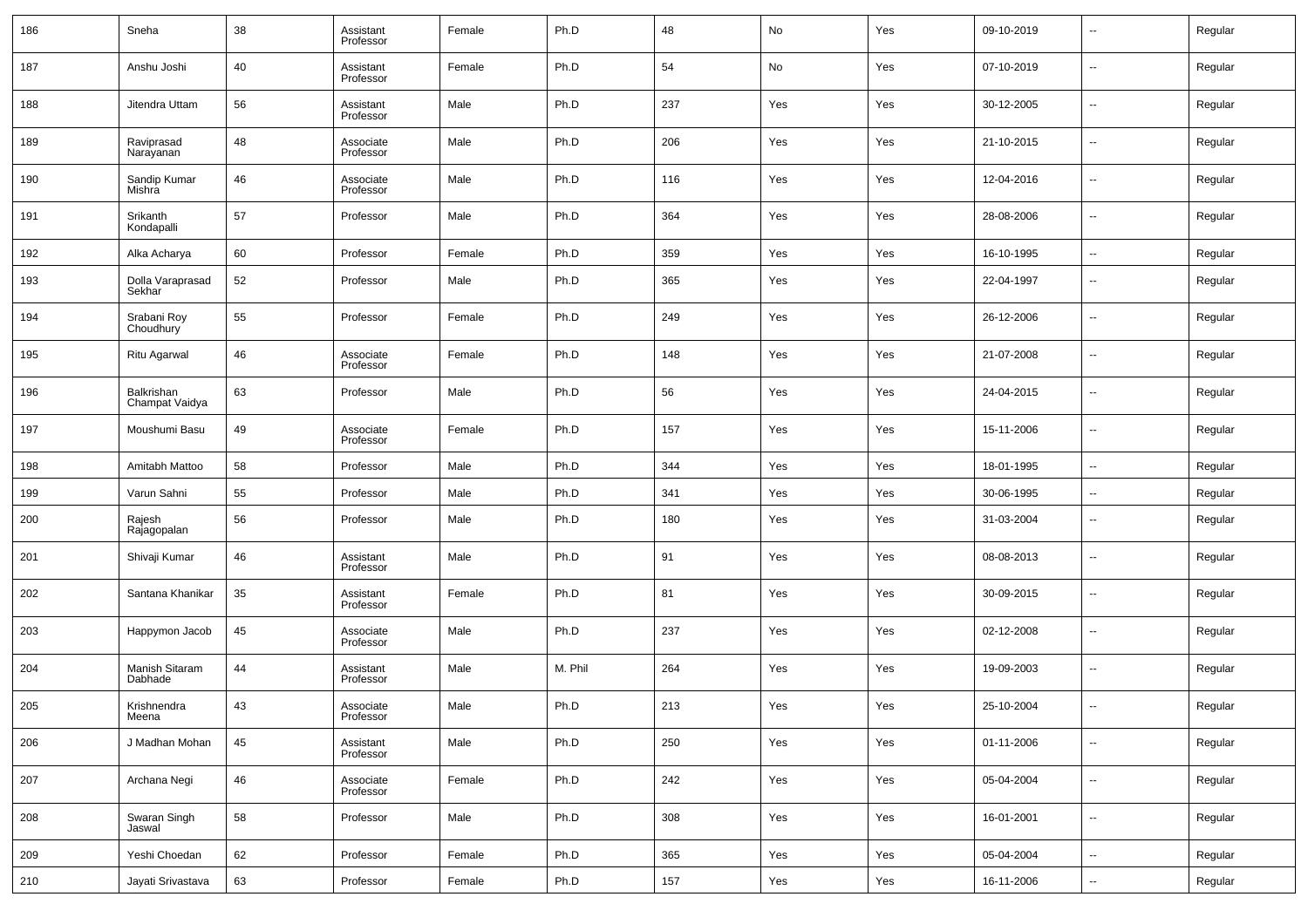| 186 | Sneha | 38 | Assistant Professor | Female | Ph.D | 48 | No | Yes | 09-10-2019 | -- | Regular |
|---|---|---|---|---|---|---|---|---|---|---|---|
| 187 | Anshu Joshi | 40 | Assistant Professor | Female | Ph.D | 54 | No | Yes | 07-10-2019 | -- | Regular |
| 188 | Jitendra Uttam | 56 | Assistant Professor | Male | Ph.D | 237 | Yes | Yes | 30-12-2005 | -- | Regular |
| 189 | Raviprasad Narayanan | 48 | Associate Professor | Male | Ph.D | 206 | Yes | Yes | 21-10-2015 | -- | Regular |
| 190 | Sandip Kumar Mishra | 46 | Associate Professor | Male | Ph.D | 116 | Yes | Yes | 12-04-2016 | -- | Regular |
| 191 | Srikanth Kondapalli | 57 | Professor | Male | Ph.D | 364 | Yes | Yes | 28-08-2006 | -- | Regular |
| 192 | Alka Acharya | 60 | Professor | Female | Ph.D | 359 | Yes | Yes | 16-10-1995 | -- | Regular |
| 193 | Dolla Varaprasad Sekhar | 52 | Professor | Male | Ph.D | 365 | Yes | Yes | 22-04-1997 | -- | Regular |
| 194 | Srabani Roy Choudhury | 55 | Professor | Female | Ph.D | 249 | Yes | Yes | 26-12-2006 | -- | Regular |
| 195 | Ritu Agarwal | 46 | Associate Professor | Female | Ph.D | 148 | Yes | Yes | 21-07-2008 | -- | Regular |
| 196 | Balkrishan Champat Vaidya | 63 | Professor | Male | Ph.D | 56 | Yes | Yes | 24-04-2015 | -- | Regular |
| 197 | Moushumi Basu | 49 | Associate Professor | Female | Ph.D | 157 | Yes | Yes | 15-11-2006 | -- | Regular |
| 198 | Amitabh Mattoo | 58 | Professor | Male | Ph.D | 344 | Yes | Yes | 18-01-1995 | -- | Regular |
| 199 | Varun Sahni | 55 | Professor | Male | Ph.D | 341 | Yes | Yes | 30-06-1995 | -- | Regular |
| 200 | Rajesh Rajagopalan | 56 | Professor | Male | Ph.D | 180 | Yes | Yes | 31-03-2004 | -- | Regular |
| 201 | Shivaji Kumar | 46 | Assistant Professor | Male | Ph.D | 91 | Yes | Yes | 08-08-2013 | -- | Regular |
| 202 | Santana Khanikar | 35 | Assistant Professor | Female | Ph.D | 81 | Yes | Yes | 30-09-2015 | -- | Regular |
| 203 | Happymon Jacob | 45 | Associate Professor | Male | Ph.D | 237 | Yes | Yes | 02-12-2008 | -- | Regular |
| 204 | Manish Sitaram Dabhade | 44 | Assistant Professor | Male | M. Phil | 264 | Yes | Yes | 19-09-2003 | -- | Regular |
| 205 | Krishnendra Meena | 43 | Associate Professor | Male | Ph.D | 213 | Yes | Yes | 25-10-2004 | -- | Regular |
| 206 | J Madhan Mohan | 45 | Assistant Professor | Male | Ph.D | 250 | Yes | Yes | 01-11-2006 | -- | Regular |
| 207 | Archana Negi | 46 | Associate Professor | Female | Ph.D | 242 | Yes | Yes | 05-04-2004 | -- | Regular |
| 208 | Swaran Singh Jaswal | 58 | Professor | Male | Ph.D | 308 | Yes | Yes | 16-01-2001 | -- | Regular |
| 209 | Yeshi Choedan | 62 | Professor | Female | Ph.D | 365 | Yes | Yes | 05-04-2004 | -- | Regular |
| 210 | Jayati Srivastava | 63 | Professor | Female | Ph.D | 157 | Yes | Yes | 16-11-2006 | -- | Regular |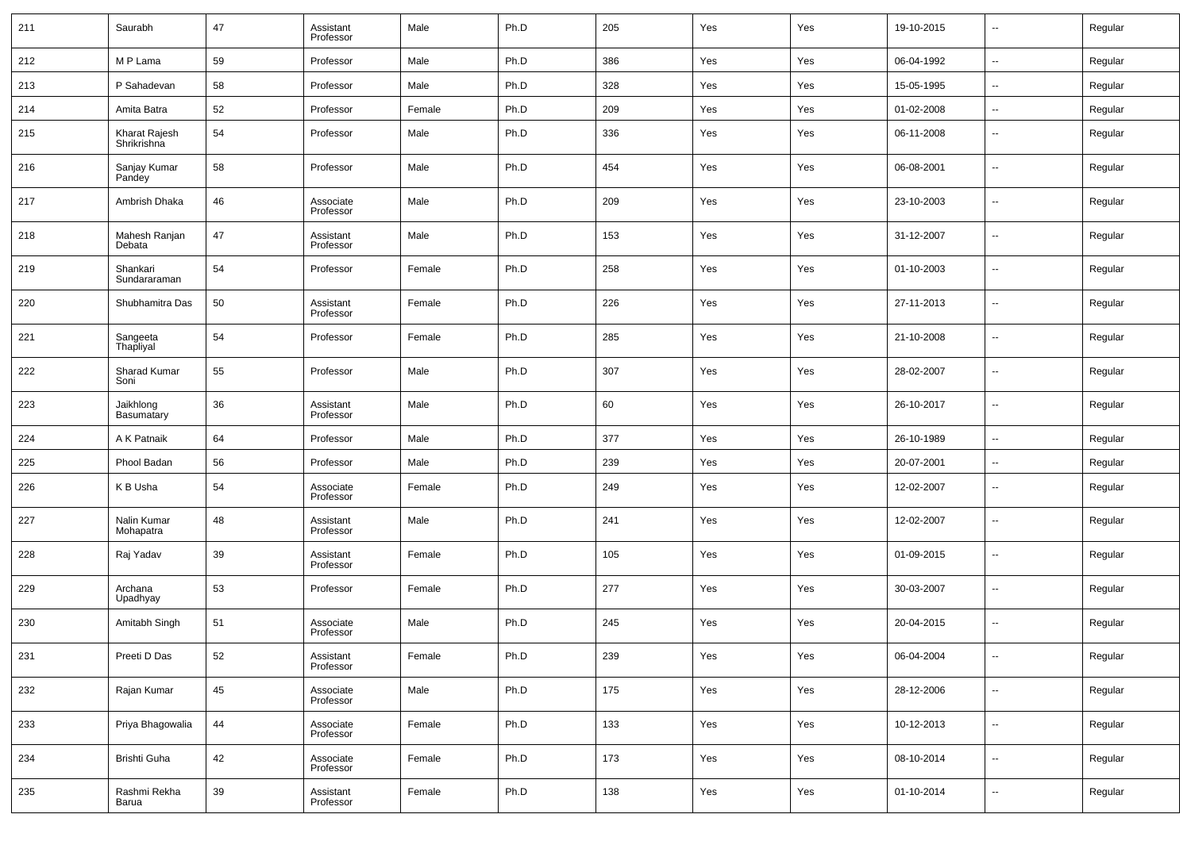| 211 | Saurabh | 47 | Assistant Professor | Male | Ph.D | 205 | Yes | Yes | 19-10-2015 | -- | Regular |
|---|---|---|---|---|---|---|---|---|---|---|---|
| 212 | M P Lama | 59 | Professor | Male | Ph.D | 386 | Yes | Yes | 06-04-1992 | -- | Regular |
| 213 | P Sahadevan | 58 | Professor | Male | Ph.D | 328 | Yes | Yes | 15-05-1995 | -- | Regular |
| 214 | Amita Batra | 52 | Professor | Female | Ph.D | 209 | Yes | Yes | 01-02-2008 | -- | Regular |
| 215 | Kharat Rajesh Shrikrishna | 54 | Professor | Male | Ph.D | 336 | Yes | Yes | 06-11-2008 | -- | Regular |
| 216 | Sanjay Kumar Pandey | 58 | Professor | Male | Ph.D | 454 | Yes | Yes | 06-08-2001 | -- | Regular |
| 217 | Ambrish Dhaka | 46 | Associate Professor | Male | Ph.D | 209 | Yes | Yes | 23-10-2003 | -- | Regular |
| 218 | Mahesh Ranjan Debata | 47 | Assistant Professor | Male | Ph.D | 153 | Yes | Yes | 31-12-2007 | -- | Regular |
| 219 | Shankari Sundararaman | 54 | Professor | Female | Ph.D | 258 | Yes | Yes | 01-10-2003 | -- | Regular |
| 220 | Shubhamitra Das | 50 | Assistant Professor | Female | Ph.D | 226 | Yes | Yes | 27-11-2013 | -- | Regular |
| 221 | Sangeeta Thapliyal | 54 | Professor | Female | Ph.D | 285 | Yes | Yes | 21-10-2008 | -- | Regular |
| 222 | Sharad Kumar Soni | 55 | Professor | Male | Ph.D | 307 | Yes | Yes | 28-02-2007 | -- | Regular |
| 223 | Jaikhlong Basumatary | 36 | Assistant Professor | Male | Ph.D | 60 | Yes | Yes | 26-10-2017 | -- | Regular |
| 224 | A K Patnaik | 64 | Professor | Male | Ph.D | 377 | Yes | Yes | 26-10-1989 | -- | Regular |
| 225 | Phool Badan | 56 | Professor | Male | Ph.D | 239 | Yes | Yes | 20-07-2001 | -- | Regular |
| 226 | K B Usha | 54 | Associate Professor | Female | Ph.D | 249 | Yes | Yes | 12-02-2007 | -- | Regular |
| 227 | Nalin Kumar Mohapatra | 48 | Assistant Professor | Male | Ph.D | 241 | Yes | Yes | 12-02-2007 | -- | Regular |
| 228 | Raj Yadav | 39 | Assistant Professor | Female | Ph.D | 105 | Yes | Yes | 01-09-2015 | -- | Regular |
| 229 | Archana Upadhyay | 53 | Professor | Female | Ph.D | 277 | Yes | Yes | 30-03-2007 | -- | Regular |
| 230 | Amitabh Singh | 51 | Associate Professor | Male | Ph.D | 245 | Yes | Yes | 20-04-2015 | -- | Regular |
| 231 | Preeti D Das | 52 | Assistant Professor | Female | Ph.D | 239 | Yes | Yes | 06-04-2004 | -- | Regular |
| 232 | Rajan Kumar | 45 | Associate Professor | Male | Ph.D | 175 | Yes | Yes | 28-12-2006 | -- | Regular |
| 233 | Priya Bhagowalia | 44 | Associate Professor | Female | Ph.D | 133 | Yes | Yes | 10-12-2013 | -- | Regular |
| 234 | Brishti Guha | 42 | Associate Professor | Female | Ph.D | 173 | Yes | Yes | 08-10-2014 | -- | Regular |
| 235 | Rashmi Rekha Barua | 39 | Assistant Professor | Female | Ph.D | 138 | Yes | Yes | 01-10-2014 | -- | Regular |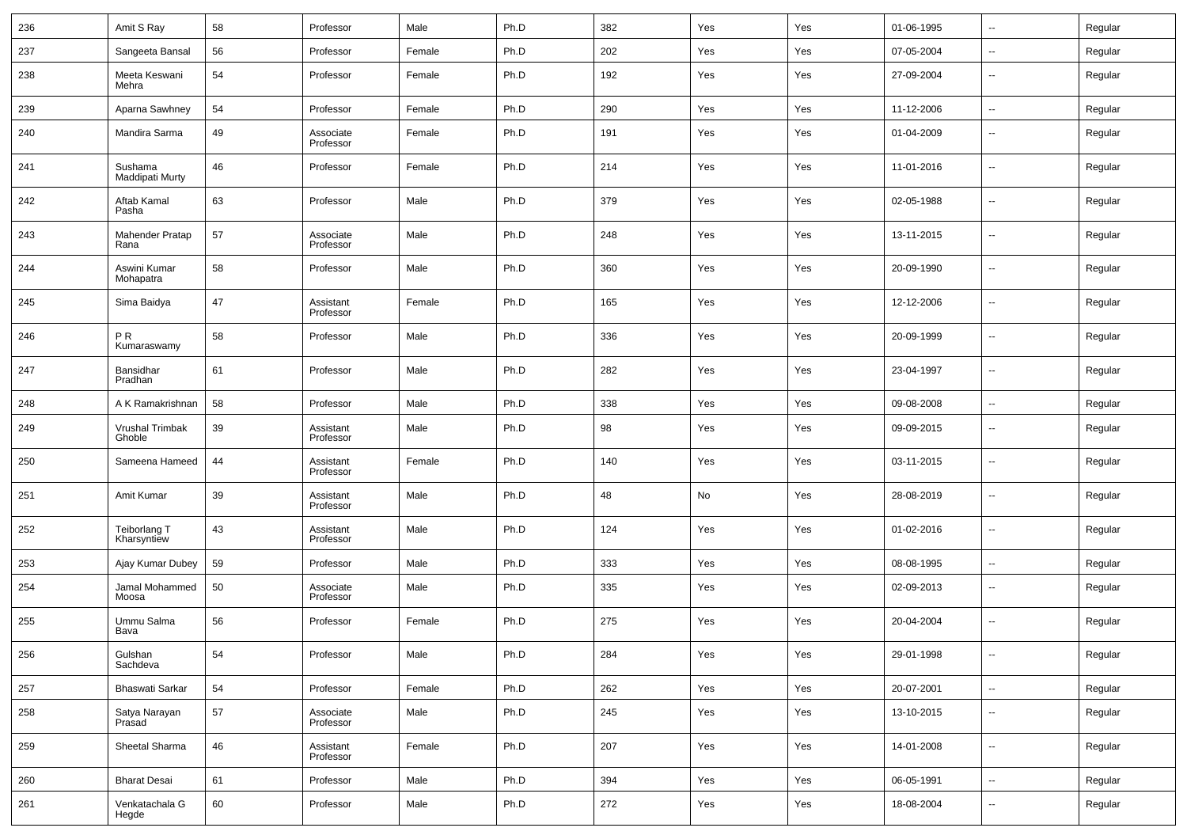| 236 | Amit S Ray | 58 | Professor | Male | Ph.D | 382 | Yes | Yes | 01-06-1995 | -- | Regular |
|---|---|---|---|---|---|---|---|---|---|---|---|
| 237 | Sangeeta Bansal | 56 | Professor | Female | Ph.D | 202 | Yes | Yes | 07-05-2004 | -- | Regular |
| 238 | Meeta Keswani Mehra | 54 | Professor | Female | Ph.D | 192 | Yes | Yes | 27-09-2004 | -- | Regular |
| 239 | Aparna Sawhney | 54 | Professor | Female | Ph.D | 290 | Yes | Yes | 11-12-2006 | -- | Regular |
| 240 | Mandira Sarma | 49 | Associate Professor | Female | Ph.D | 191 | Yes | Yes | 01-04-2009 | -- | Regular |
| 241 | Sushama Maddipati Murty | 46 | Professor | Female | Ph.D | 214 | Yes | Yes | 11-01-2016 | -- | Regular |
| 242 | Aftab Kamal Pasha | 63 | Professor | Male | Ph.D | 379 | Yes | Yes | 02-05-1988 | -- | Regular |
| 243 | Mahender Pratap Rana | 57 | Associate Professor | Male | Ph.D | 248 | Yes | Yes | 13-11-2015 | -- | Regular |
| 244 | Aswini Kumar Mohapatra | 58 | Professor | Male | Ph.D | 360 | Yes | Yes | 20-09-1990 | -- | Regular |
| 245 | Sima Baidya | 47 | Assistant Professor | Female | Ph.D | 165 | Yes | Yes | 12-12-2006 | -- | Regular |
| 246 | P R Kumaraswamy | 58 | Professor | Male | Ph.D | 336 | Yes | Yes | 20-09-1999 | -- | Regular |
| 247 | Bansidhar Pradhan | 61 | Professor | Male | Ph.D | 282 | Yes | Yes | 23-04-1997 | -- | Regular |
| 248 | A K Ramakrishnan | 58 | Professor | Male | Ph.D | 338 | Yes | Yes | 09-08-2008 | -- | Regular |
| 249 | Vrushal Trimbak Ghoble | 39 | Assistant Professor | Male | Ph.D | 98 | Yes | Yes | 09-09-2015 | -- | Regular |
| 250 | Sameena Hameed | 44 | Assistant Professor | Female | Ph.D | 140 | Yes | Yes | 03-11-2015 | -- | Regular |
| 251 | Amit Kumar | 39 | Assistant Professor | Male | Ph.D | 48 | No | Yes | 28-08-2019 | -- | Regular |
| 252 | Teiborlang T Kharsyntiew | 43 | Assistant Professor | Male | Ph.D | 124 | Yes | Yes | 01-02-2016 | -- | Regular |
| 253 | Ajay Kumar Dubey | 59 | Professor | Male | Ph.D | 333 | Yes | Yes | 08-08-1995 | -- | Regular |
| 254 | Jamal Mohammed Moosa | 50 | Associate Professor | Male | Ph.D | 335 | Yes | Yes | 02-09-2013 | -- | Regular |
| 255 | Ummu Salma Bava | 56 | Professor | Female | Ph.D | 275 | Yes | Yes | 20-04-2004 | -- | Regular |
| 256 | Gulshan Sachdeva | 54 | Professor | Male | Ph.D | 284 | Yes | Yes | 29-01-1998 | -- | Regular |
| 257 | Bhaswati Sarkar | 54 | Professor | Female | Ph.D | 262 | Yes | Yes | 20-07-2001 | -- | Regular |
| 258 | Satya Narayan Prasad | 57 | Associate Professor | Male | Ph.D | 245 | Yes | Yes | 13-10-2015 | -- | Regular |
| 259 | Sheetal Sharma | 46 | Assistant Professor | Female | Ph.D | 207 | Yes | Yes | 14-01-2008 | -- | Regular |
| 260 | Bharat Desai | 61 | Professor | Male | Ph.D | 394 | Yes | Yes | 06-05-1991 | -- | Regular |
| 261 | Venkatachala G Hegde | 60 | Professor | Male | Ph.D | 272 | Yes | Yes | 18-08-2004 | -- | Regular |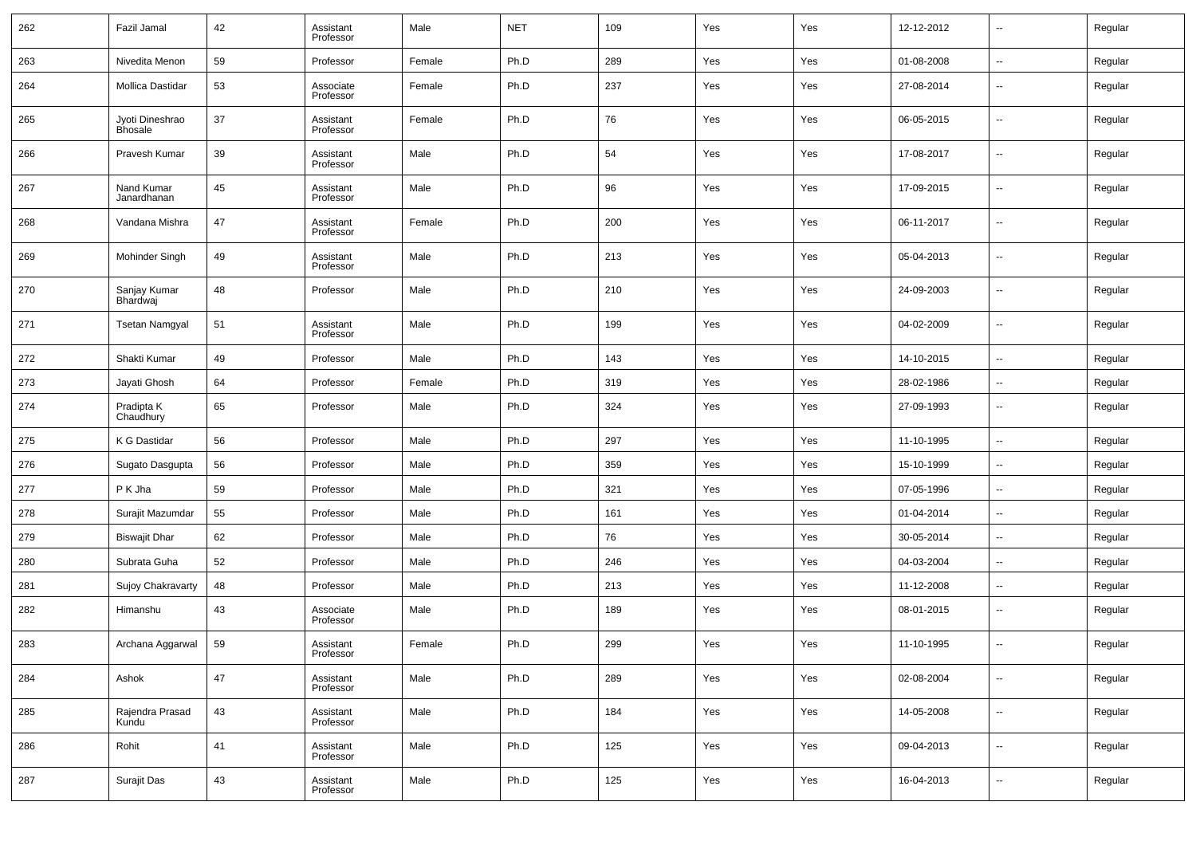| 262 | Fazil Jamal | 42 | Assistant Professor | Male | NET | 109 | Yes | Yes | 12-12-2012 | -- | Regular |
|---|---|---|---|---|---|---|---|---|---|---|---|
| 263 | Nivedita Menon | 59 | Professor | Female | Ph.D | 289 | Yes | Yes | 01-08-2008 | -- | Regular |
| 264 | Mollica Dastidar | 53 | Associate Professor | Female | Ph.D | 237 | Yes | Yes | 27-08-2014 | -- | Regular |
| 265 | Jyoti Dineshrao Bhosale | 37 | Assistant Professor | Female | Ph.D | 76 | Yes | Yes | 06-05-2015 | -- | Regular |
| 266 | Pravesh Kumar | 39 | Assistant Professor | Male | Ph.D | 54 | Yes | Yes | 17-08-2017 | -- | Regular |
| 267 | Nand Kumar Janardhanan | 45 | Assistant Professor | Male | Ph.D | 96 | Yes | Yes | 17-09-2015 | -- | Regular |
| 268 | Vandana Mishra | 47 | Assistant Professor | Female | Ph.D | 200 | Yes | Yes | 06-11-2017 | -- | Regular |
| 269 | Mohinder Singh | 49 | Assistant Professor | Male | Ph.D | 213 | Yes | Yes | 05-04-2013 | -- | Regular |
| 270 | Sanjay Kumar Bhardwaj | 48 | Professor | Male | Ph.D | 210 | Yes | Yes | 24-09-2003 | -- | Regular |
| 271 | Tsetan Namgyal | 51 | Assistant Professor | Male | Ph.D | 199 | Yes | Yes | 04-02-2009 | -- | Regular |
| 272 | Shakti Kumar | 49 | Professor | Male | Ph.D | 143 | Yes | Yes | 14-10-2015 | -- | Regular |
| 273 | Jayati Ghosh | 64 | Professor | Female | Ph.D | 319 | Yes | Yes | 28-02-1986 | -- | Regular |
| 274 | Pradipta K Chaudhury | 65 | Professor | Male | Ph.D | 324 | Yes | Yes | 27-09-1993 | -- | Regular |
| 275 | K G Dastidar | 56 | Professor | Male | Ph.D | 297 | Yes | Yes | 11-10-1995 | -- | Regular |
| 276 | Sugato Dasgupta | 56 | Professor | Male | Ph.D | 359 | Yes | Yes | 15-10-1999 | -- | Regular |
| 277 | P K Jha | 59 | Professor | Male | Ph.D | 321 | Yes | Yes | 07-05-1996 | -- | Regular |
| 278 | Surajit Mazumdar | 55 | Professor | Male | Ph.D | 161 | Yes | Yes | 01-04-2014 | -- | Regular |
| 279 | Biswajit Dhar | 62 | Professor | Male | Ph.D | 76 | Yes | Yes | 30-05-2014 | -- | Regular |
| 280 | Subrata Guha | 52 | Professor | Male | Ph.D | 246 | Yes | Yes | 04-03-2004 | -- | Regular |
| 281 | Sujoy Chakravarty | 48 | Professor | Male | Ph.D | 213 | Yes | Yes | 11-12-2008 | -- | Regular |
| 282 | Himanshu | 43 | Associate Professor | Male | Ph.D | 189 | Yes | Yes | 08-01-2015 | -- | Regular |
| 283 | Archana Aggarwal | 59 | Assistant Professor | Female | Ph.D | 299 | Yes | Yes | 11-10-1995 | -- | Regular |
| 284 | Ashok | 47 | Assistant Professor | Male | Ph.D | 289 | Yes | Yes | 02-08-2004 | -- | Regular |
| 285 | Rajendra Prasad Kundu | 43 | Assistant Professor | Male | Ph.D | 184 | Yes | Yes | 14-05-2008 | -- | Regular |
| 286 | Rohit | 41 | Assistant Professor | Male | Ph.D | 125 | Yes | Yes | 09-04-2013 | -- | Regular |
| 287 | Surajit Das | 43 | Assistant Professor | Male | Ph.D | 125 | Yes | Yes | 16-04-2013 | -- | Regular |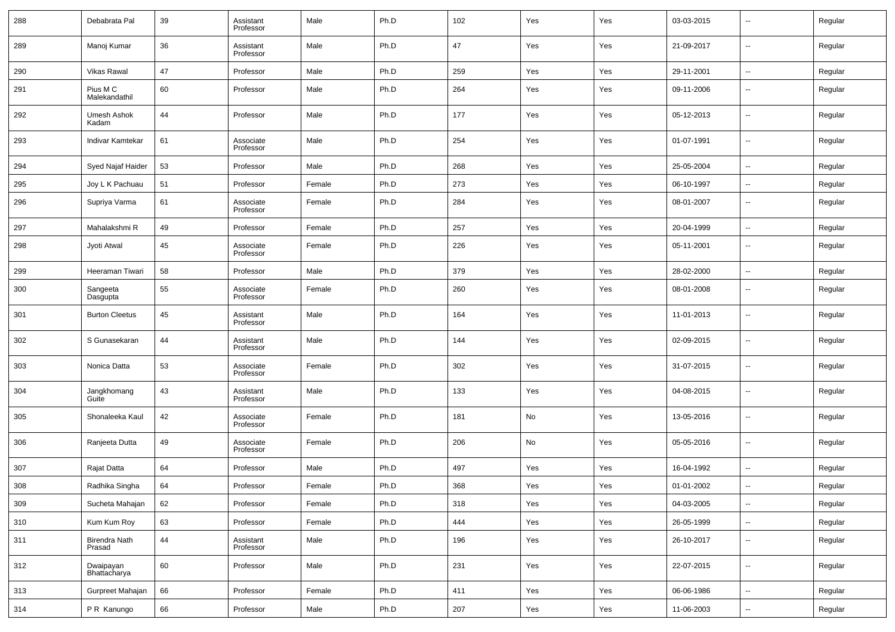| | | | | | | | | | | | |
|---|---|---|---|---|---|---|---|---|---|---|---|
| 288 | Debabrata Pal | 39 | Assistant Professor | Male | Ph.D | 102 | Yes | Yes | 03-03-2015 | -- | Regular |
| 289 | Manoj Kumar | 36 | Assistant Professor | Male | Ph.D | 47 | Yes | Yes | 21-09-2017 | -- | Regular |
| 290 | Vikas Rawal | 47 | Professor | Male | Ph.D | 259 | Yes | Yes | 29-11-2001 | -- | Regular |
| 291 | Pius M C Malekandathil | 60 | Professor | Male | Ph.D | 264 | Yes | Yes | 09-11-2006 | -- | Regular |
| 292 | Umesh Ashok Kadam | 44 | Professor | Male | Ph.D | 177 | Yes | Yes | 05-12-2013 | -- | Regular |
| 293 | Indivar Kamtekar | 61 | Associate Professor | Male | Ph.D | 254 | Yes | Yes | 01-07-1991 | -- | Regular |
| 294 | Syed Najaf Haider | 53 | Professor | Male | Ph.D | 268 | Yes | Yes | 25-05-2004 | -- | Regular |
| 295 | Joy L K Pachuau | 51 | Professor | Female | Ph.D | 273 | Yes | Yes | 06-10-1997 | -- | Regular |
| 296 | Supriya Varma | 61 | Associate Professor | Female | Ph.D | 284 | Yes | Yes | 08-01-2007 | -- | Regular |
| 297 | Mahalakshmi R | 49 | Professor | Female | Ph.D | 257 | Yes | Yes | 20-04-1999 | -- | Regular |
| 298 | Jyoti Atwal | 45 | Associate Professor | Female | Ph.D | 226 | Yes | Yes | 05-11-2001 | -- | Regular |
| 299 | Heeraman Tiwari | 58 | Professor | Male | Ph.D | 379 | Yes | Yes | 28-02-2000 | -- | Regular |
| 300 | Sangeeta Dasgupta | 55 | Associate Professor | Female | Ph.D | 260 | Yes | Yes | 08-01-2008 | -- | Regular |
| 301 | Burton Cleetus | 45 | Assistant Professor | Male | Ph.D | 164 | Yes | Yes | 11-01-2013 | -- | Regular |
| 302 | S Gunasekaran | 44 | Assistant Professor | Male | Ph.D | 144 | Yes | Yes | 02-09-2015 | -- | Regular |
| 303 | Nonica Datta | 53 | Associate Professor | Female | Ph.D | 302 | Yes | Yes | 31-07-2015 | -- | Regular |
| 304 | Jangkhomang Guite | 43 | Assistant Professor | Male | Ph.D | 133 | Yes | Yes | 04-08-2015 | -- | Regular |
| 305 | Shonaleeka Kaul | 42 | Associate Professor | Female | Ph.D | 181 | No | Yes | 13-05-2016 | -- | Regular |
| 306 | Ranjeeta Dutta | 49 | Associate Professor | Female | Ph.D | 206 | No | Yes | 05-05-2016 | -- | Regular |
| 307 | Rajat Datta | 64 | Professor | Male | Ph.D | 497 | Yes | Yes | 16-04-1992 | -- | Regular |
| 308 | Radhika Singha | 64 | Professor | Female | Ph.D | 368 | Yes | Yes | 01-01-2002 | -- | Regular |
| 309 | Sucheta Mahajan | 62 | Professor | Female | Ph.D | 318 | Yes | Yes | 04-03-2005 | -- | Regular |
| 310 | Kum Kum Roy | 63 | Professor | Female | Ph.D | 444 | Yes | Yes | 26-05-1999 | -- | Regular |
| 311 | Birendra Nath Prasad | 44 | Assistant Professor | Male | Ph.D | 196 | Yes | Yes | 26-10-2017 | -- | Regular |
| 312 | Dwaipayan Bhattacharya | 60 | Professor | Male | Ph.D | 231 | Yes | Yes | 22-07-2015 | -- | Regular |
| 313 | Gurpreet Mahajan | 66 | Professor | Female | Ph.D | 411 | Yes | Yes | 06-06-1986 | -- | Regular |
| 314 | P R Kanungo | 66 | Professor | Male | Ph.D | 207 | Yes | Yes | 11-06-2003 | -- | Regular |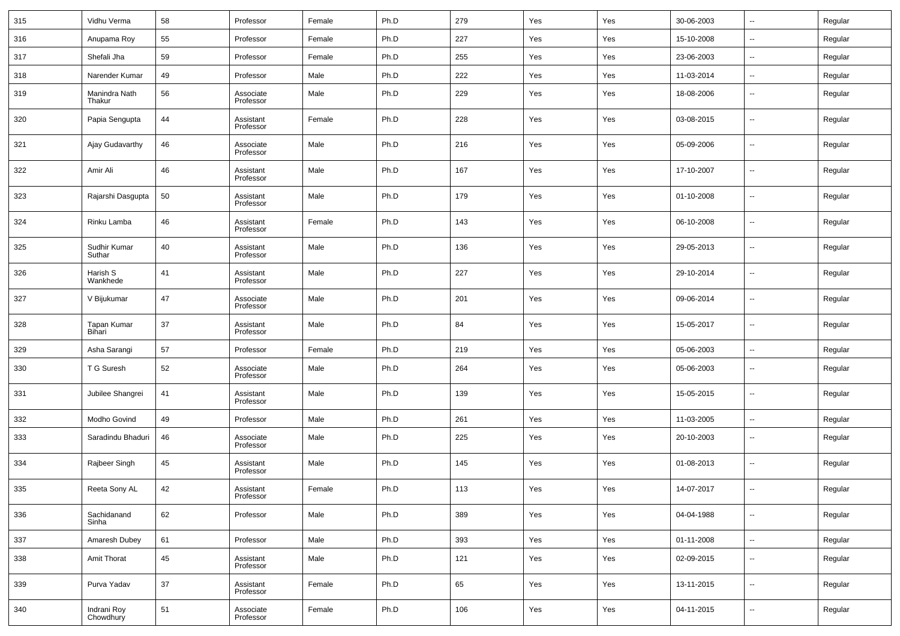| 315 | Vidhu Verma | 58 | Professor | Female | Ph.D | 279 | Yes | Yes | 30-06-2003 | -- | Regular |
|---|---|---|---|---|---|---|---|---|---|---|---|
| 316 | Anupama Roy | 55 | Professor | Female | Ph.D | 227 | Yes | Yes | 15-10-2008 | -- | Regular |
| 317 | Shefali Jha | 59 | Professor | Female | Ph.D | 255 | Yes | Yes | 23-06-2003 | -- | Regular |
| 318 | Narender Kumar | 49 | Professor | Male | Ph.D | 222 | Yes | Yes | 11-03-2014 | -- | Regular |
| 319 | Manindra Nath Thakur | 56 | Associate Professor | Male | Ph.D | 229 | Yes | Yes | 18-08-2006 | -- | Regular |
| 320 | Papia Sengupta | 44 | Assistant Professor | Female | Ph.D | 228 | Yes | Yes | 03-08-2015 | -- | Regular |
| 321 | Ajay Gudavarthy | 46 | Associate Professor | Male | Ph.D | 216 | Yes | Yes | 05-09-2006 | -- | Regular |
| 322 | Amir Ali | 46 | Assistant Professor | Male | Ph.D | 167 | Yes | Yes | 17-10-2007 | -- | Regular |
| 323 | Rajarshi Dasgupta | 50 | Assistant Professor | Male | Ph.D | 179 | Yes | Yes | 01-10-2008 | -- | Regular |
| 324 | Rinku Lamba | 46 | Assistant Professor | Female | Ph.D | 143 | Yes | Yes | 06-10-2008 | -- | Regular |
| 325 | Sudhir Kumar Suthar | 40 | Assistant Professor | Male | Ph.D | 136 | Yes | Yes | 29-05-2013 | -- | Regular |
| 326 | Harish S Wankhede | 41 | Assistant Professor | Male | Ph.D | 227 | Yes | Yes | 29-10-2014 | -- | Regular |
| 327 | V Bijukumar | 47 | Associate Professor | Male | Ph.D | 201 | Yes | Yes | 09-06-2014 | -- | Regular |
| 328 | Tapan Kumar Bihari | 37 | Assistant Professor | Male | Ph.D | 84 | Yes | Yes | 15-05-2017 | -- | Regular |
| 329 | Asha Sarangi | 57 | Professor | Female | Ph.D | 219 | Yes | Yes | 05-06-2003 | -- | Regular |
| 330 | T G Suresh | 52 | Associate Professor | Male | Ph.D | 264 | Yes | Yes | 05-06-2003 | -- | Regular |
| 331 | Jubilee Shangrei | 41 | Assistant Professor | Male | Ph.D | 139 | Yes | Yes | 15-05-2015 | -- | Regular |
| 332 | Modho Govind | 49 | Professor | Male | Ph.D | 261 | Yes | Yes | 11-03-2005 | -- | Regular |
| 333 | Saradindu Bhaduri | 46 | Associate Professor | Male | Ph.D | 225 | Yes | Yes | 20-10-2003 | -- | Regular |
| 334 | Rajbeer Singh | 45 | Assistant Professor | Male | Ph.D | 145 | Yes | Yes | 01-08-2013 | -- | Regular |
| 335 | Reeta Sony AL | 42 | Assistant Professor | Female | Ph.D | 113 | Yes | Yes | 14-07-2017 | -- | Regular |
| 336 | Sachidanand Sinha | 62 | Professor | Male | Ph.D | 389 | Yes | Yes | 04-04-1988 | -- | Regular |
| 337 | Amaresh Dubey | 61 | Professor | Male | Ph.D | 393 | Yes | Yes | 01-11-2008 | -- | Regular |
| 338 | Amit Thorat | 45 | Assistant Professor | Male | Ph.D | 121 | Yes | Yes | 02-09-2015 | -- | Regular |
| 339 | Purva Yadav | 37 | Assistant Professor | Female | Ph.D | 65 | Yes | Yes | 13-11-2015 | -- | Regular |
| 340 | Indrani Roy Chowdhury | 51 | Associate Professor | Female | Ph.D | 106 | Yes | Yes | 04-11-2015 | -- | Regular |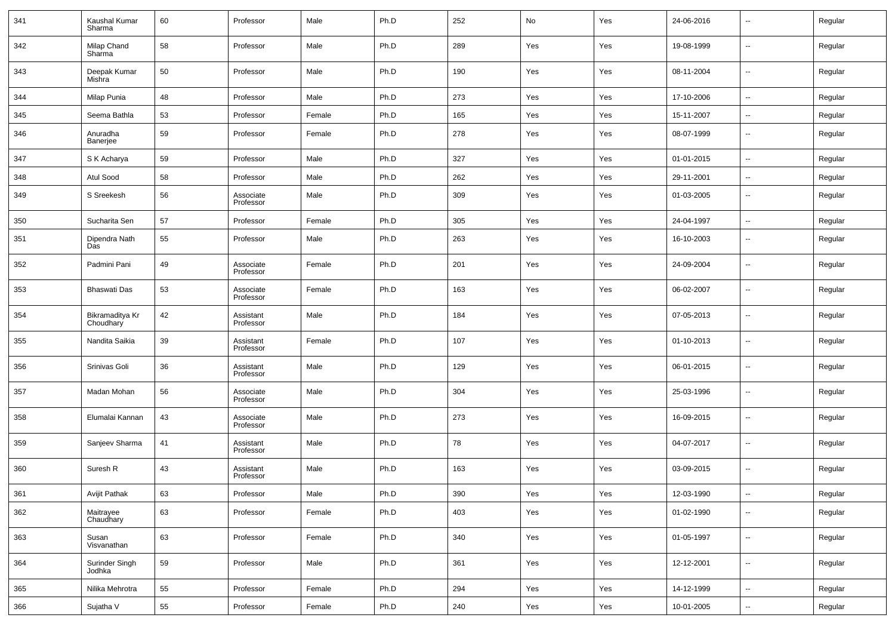| | | | | | | | | | | | |
|---|---|---|---|---|---|---|---|---|---|---|---|
| 341 | Kaushal Kumar Sharma | 60 | Professor | Male | Ph.D | 252 | No | Yes | 24-06-2016 | -- | Regular |
| 342 | Milap Chand Sharma | 58 | Professor | Male | Ph.D | 289 | Yes | Yes | 19-08-1999 | -- | Regular |
| 343 | Deepak Kumar Mishra | 50 | Professor | Male | Ph.D | 190 | Yes | Yes | 08-11-2004 | -- | Regular |
| 344 | Milap Punia | 48 | Professor | Male | Ph.D | 273 | Yes | Yes | 17-10-2006 | -- | Regular |
| 345 | Seema Bathla | 53 | Professor | Female | Ph.D | 165 | Yes | Yes | 15-11-2007 | -- | Regular |
| 346 | Anuradha Banerjee | 59 | Professor | Female | Ph.D | 278 | Yes | Yes | 08-07-1999 | -- | Regular |
| 347 | S K Acharya | 59 | Professor | Male | Ph.D | 327 | Yes | Yes | 01-01-2015 | -- | Regular |
| 348 | Atul Sood | 58 | Professor | Male | Ph.D | 262 | Yes | Yes | 29-11-2001 | -- | Regular |
| 349 | S Sreekesh | 56 | Associate Professor | Male | Ph.D | 309 | Yes | Yes | 01-03-2005 | -- | Regular |
| 350 | Sucharita Sen | 57 | Professor | Female | Ph.D | 305 | Yes | Yes | 24-04-1997 | -- | Regular |
| 351 | Dipendra Nath Das | 55 | Professor | Male | Ph.D | 263 | Yes | Yes | 16-10-2003 | -- | Regular |
| 352 | Padmini Pani | 49 | Associate Professor | Female | Ph.D | 201 | Yes | Yes | 24-09-2004 | -- | Regular |
| 353 | Bhaswati Das | 53 | Associate Professor | Female | Ph.D | 163 | Yes | Yes | 06-02-2007 | -- | Regular |
| 354 | Bikramaditya Kr Choudhary | 42 | Assistant Professor | Male | Ph.D | 184 | Yes | Yes | 07-05-2013 | -- | Regular |
| 355 | Nandita Saikia | 39 | Assistant Professor | Female | Ph.D | 107 | Yes | Yes | 01-10-2013 | -- | Regular |
| 356 | Srinivas Goli | 36 | Assistant Professor | Male | Ph.D | 129 | Yes | Yes | 06-01-2015 | -- | Regular |
| 357 | Madan Mohan | 56 | Associate Professor | Male | Ph.D | 304 | Yes | Yes | 25-03-1996 | -- | Regular |
| 358 | Elumalai Kannan | 43 | Associate Professor | Male | Ph.D | 273 | Yes | Yes | 16-09-2015 | -- | Regular |
| 359 | Sanjeev Sharma | 41 | Assistant Professor | Male | Ph.D | 78 | Yes | Yes | 04-07-2017 | -- | Regular |
| 360 | Suresh R | 43 | Assistant Professor | Male | Ph.D | 163 | Yes | Yes | 03-09-2015 | -- | Regular |
| 361 | Avijit Pathak | 63 | Professor | Male | Ph.D | 390 | Yes | Yes | 12-03-1990 | -- | Regular |
| 362 | Maitrayee Chaudhary | 63 | Professor | Female | Ph.D | 403 | Yes | Yes | 01-02-1990 | -- | Regular |
| 363 | Susan Visvanathan | 63 | Professor | Female | Ph.D | 340 | Yes | Yes | 01-05-1997 | -- | Regular |
| 364 | Surinder Singh Jodhka | 59 | Professor | Male | Ph.D | 361 | Yes | Yes | 12-12-2001 | -- | Regular |
| 365 | Nilika Mehrotra | 55 | Professor | Female | Ph.D | 294 | Yes | Yes | 14-12-1999 | -- | Regular |
| 366 | Sujatha V | 55 | Professor | Female | Ph.D | 240 | Yes | Yes | 10-01-2005 | -- | Regular |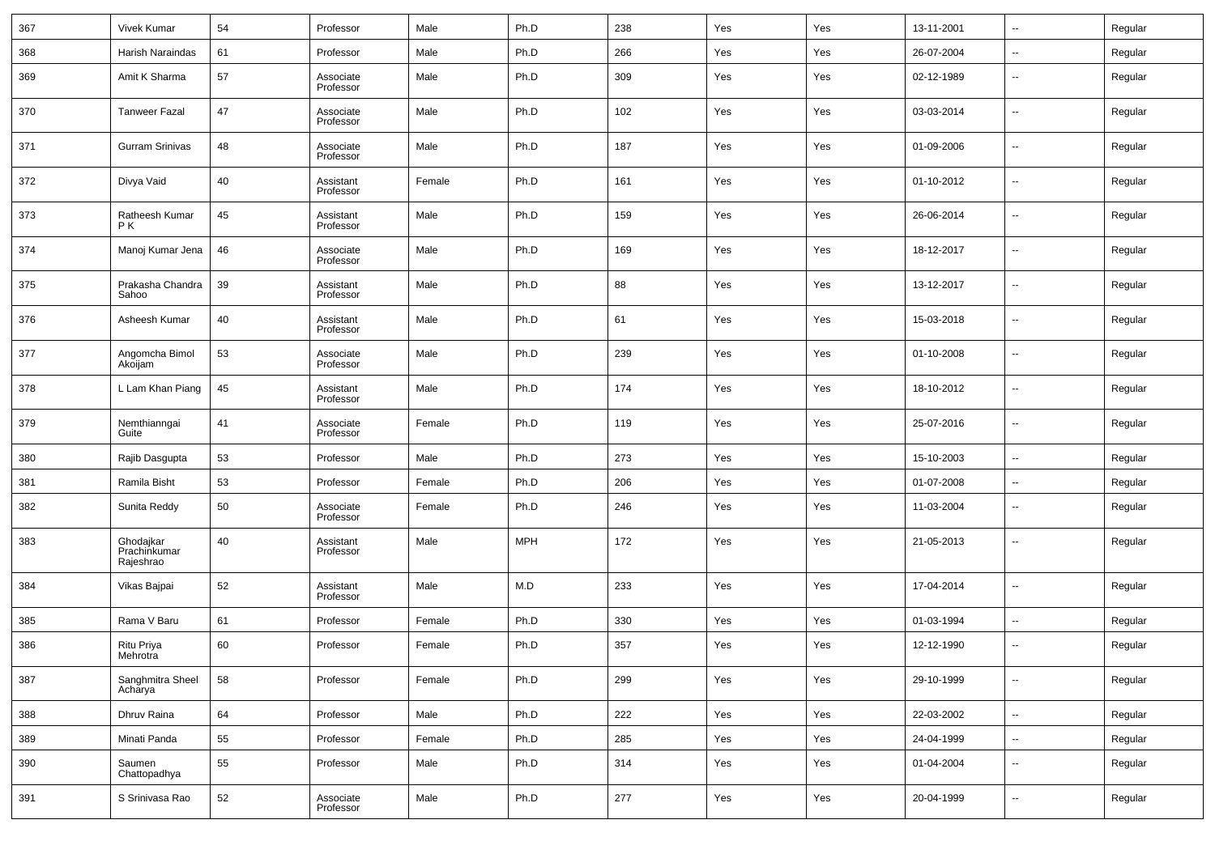| | | | | | | | | | | | |
|---|---|---|---|---|---|---|---|---|---|---|---|
| 367 | Vivek Kumar | 54 | Professor | Male | Ph.D | 238 | Yes | Yes | 13-11-2001 | -- | Regular |
| 368 | Harish Naraindas | 61 | Professor | Male | Ph.D | 266 | Yes | Yes | 26-07-2004 | -- | Regular |
| 369 | Amit K Sharma | 57 | Associate Professor | Male | Ph.D | 309 | Yes | Yes | 02-12-1989 | -- | Regular |
| 370 | Tanweer Fazal | 47 | Associate Professor | Male | Ph.D | 102 | Yes | Yes | 03-03-2014 | -- | Regular |
| 371 | Gurram Srinivas | 48 | Associate Professor | Male | Ph.D | 187 | Yes | Yes | 01-09-2006 | -- | Regular |
| 372 | Divya Vaid | 40 | Assistant Professor | Female | Ph.D | 161 | Yes | Yes | 01-10-2012 | -- | Regular |
| 373 | Ratheesh Kumar P K | 45 | Assistant Professor | Male | Ph.D | 159 | Yes | Yes | 26-06-2014 | -- | Regular |
| 374 | Manoj Kumar Jena | 46 | Associate Professor | Male | Ph.D | 169 | Yes | Yes | 18-12-2017 | -- | Regular |
| 375 | Prakasha Chandra Sahoo | 39 | Assistant Professor | Male | Ph.D | 88 | Yes | Yes | 13-12-2017 | -- | Regular |
| 376 | Asheesh Kumar | 40 | Assistant Professor | Male | Ph.D | 61 | Yes | Yes | 15-03-2018 | -- | Regular |
| 377 | Angomcha Bimol Akoijam | 53 | Associate Professor | Male | Ph.D | 239 | Yes | Yes | 01-10-2008 | -- | Regular |
| 378 | L Lam Khan Piang | 45 | Assistant Professor | Male | Ph.D | 174 | Yes | Yes | 18-10-2012 | -- | Regular |
| 379 | Nemthianngai Guite | 41 | Associate Professor | Female | Ph.D | 119 | Yes | Yes | 25-07-2016 | -- | Regular |
| 380 | Rajib Dasgupta | 53 | Professor | Male | Ph.D | 273 | Yes | Yes | 15-10-2003 | -- | Regular |
| 381 | Ramila Bisht | 53 | Professor | Female | Ph.D | 206 | Yes | Yes | 01-07-2008 | -- | Regular |
| 382 | Sunita Reddy | 50 | Associate Professor | Female | Ph.D | 246 | Yes | Yes | 11-03-2004 | -- | Regular |
| 383 | Ghodajkar Prachinkumar Rajeshrao | 40 | Assistant Professor | Male | MPH | 172 | Yes | Yes | 21-05-2013 | -- | Regular |
| 384 | Vikas Bajpai | 52 | Assistant Professor | Male | M.D | 233 | Yes | Yes | 17-04-2014 | -- | Regular |
| 385 | Rama V Baru | 61 | Professor | Female | Ph.D | 330 | Yes | Yes | 01-03-1994 | -- | Regular |
| 386 | Ritu Priya Mehrotra | 60 | Professor | Female | Ph.D | 357 | Yes | Yes | 12-12-1990 | -- | Regular |
| 387 | Sanghmitra Sheel Acharya | 58 | Professor | Female | Ph.D | 299 | Yes | Yes | 29-10-1999 | -- | Regular |
| 388 | Dhruv Raina | 64 | Professor | Male | Ph.D | 222 | Yes | Yes | 22-03-2002 | -- | Regular |
| 389 | Minati Panda | 55 | Professor | Female | Ph.D | 285 | Yes | Yes | 24-04-1999 | -- | Regular |
| 390 | Saumen Chattopadhya | 55 | Professor | Male | Ph.D | 314 | Yes | Yes | 01-04-2004 | -- | Regular |
| 391 | S Srinivasa Rao | 52 | Associate Professor | Male | Ph.D | 277 | Yes | Yes | 20-04-1999 | -- | Regular |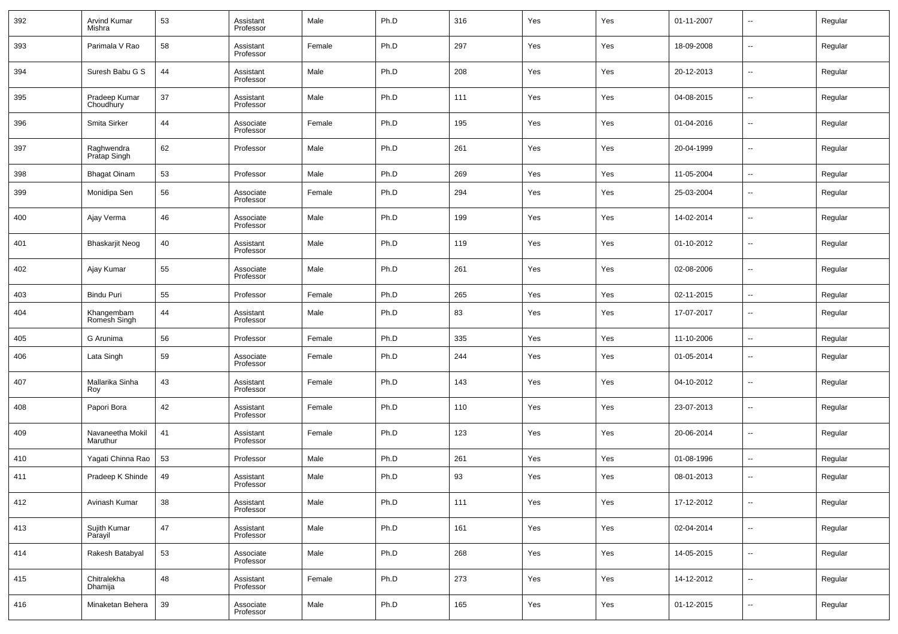| 392 | Arvind Kumar Mishra | 53 | Assistant Professor | Male | Ph.D | 316 | Yes | Yes | 01-11-2007 | -- | Regular |
|---|---|---|---|---|---|---|---|---|---|---|---|
| 393 | Parimala V Rao | 58 | Assistant Professor | Female | Ph.D | 297 | Yes | Yes | 18-09-2008 | -- | Regular |
| 394 | Suresh Babu G S | 44 | Assistant Professor | Male | Ph.D | 208 | Yes | Yes | 20-12-2013 | -- | Regular |
| 395 | Pradeep Kumar Choudhury | 37 | Assistant Professor | Male | Ph.D | 111 | Yes | Yes | 04-08-2015 | -- | Regular |
| 396 | Smita Sirker | 44 | Associate Professor | Female | Ph.D | 195 | Yes | Yes | 01-04-2016 | -- | Regular |
| 397 | Raghwendra Pratap Singh | 62 | Professor | Male | Ph.D | 261 | Yes | Yes | 20-04-1999 | -- | Regular |
| 398 | Bhagat Oinam | 53 | Professor | Male | Ph.D | 269 | Yes | Yes | 11-05-2004 | -- | Regular |
| 399 | Monidipa Sen | 56 | Associate Professor | Female | Ph.D | 294 | Yes | Yes | 25-03-2004 | -- | Regular |
| 400 | Ajay Verma | 46 | Associate Professor | Male | Ph.D | 199 | Yes | Yes | 14-02-2014 | -- | Regular |
| 401 | Bhaskarjit Neog | 40 | Assistant Professor | Male | Ph.D | 119 | Yes | Yes | 01-10-2012 | -- | Regular |
| 402 | Ajay Kumar | 55 | Associate Professor | Male | Ph.D | 261 | Yes | Yes | 02-08-2006 | -- | Regular |
| 403 | Bindu Puri | 55 | Professor | Female | Ph.D | 265 | Yes | Yes | 02-11-2015 | -- | Regular |
| 404 | Khangembam Romesh Singh | 44 | Assistant Professor | Male | Ph.D | 83 | Yes | Yes | 17-07-2017 | -- | Regular |
| 405 | G Arunima | 56 | Professor | Female | Ph.D | 335 | Yes | Yes | 11-10-2006 | -- | Regular |
| 406 | Lata Singh | 59 | Associate Professor | Female | Ph.D | 244 | Yes | Yes | 01-05-2014 | -- | Regular |
| 407 | Mallarika Sinha Roy | 43 | Assistant Professor | Female | Ph.D | 143 | Yes | Yes | 04-10-2012 | -- | Regular |
| 408 | Papori Bora | 42 | Assistant Professor | Female | Ph.D | 110 | Yes | Yes | 23-07-2013 | -- | Regular |
| 409 | Navaneetha Mokil Maruthur | 41 | Assistant Professor | Female | Ph.D | 123 | Yes | Yes | 20-06-2014 | -- | Regular |
| 410 | Yagati Chinna Rao | 53 | Professor | Male | Ph.D | 261 | Yes | Yes | 01-08-1996 | -- | Regular |
| 411 | Pradeep K Shinde | 49 | Assistant Professor | Male | Ph.D | 93 | Yes | Yes | 08-01-2013 | -- | Regular |
| 412 | Avinash Kumar | 38 | Assistant Professor | Male | Ph.D | 111 | Yes | Yes | 17-12-2012 | -- | Regular |
| 413 | Sujith Kumar Parayil | 47 | Assistant Professor | Male | Ph.D | 161 | Yes | Yes | 02-04-2014 | -- | Regular |
| 414 | Rakesh Batabyal | 53 | Associate Professor | Male | Ph.D | 268 | Yes | Yes | 14-05-2015 | -- | Regular |
| 415 | Chitralekha Dhamija | 48 | Assistant Professor | Female | Ph.D | 273 | Yes | Yes | 14-12-2012 | -- | Regular |
| 416 | Minaketan Behera | 39 | Associate Professor | Male | Ph.D | 165 | Yes | Yes | 01-12-2015 | -- | Regular |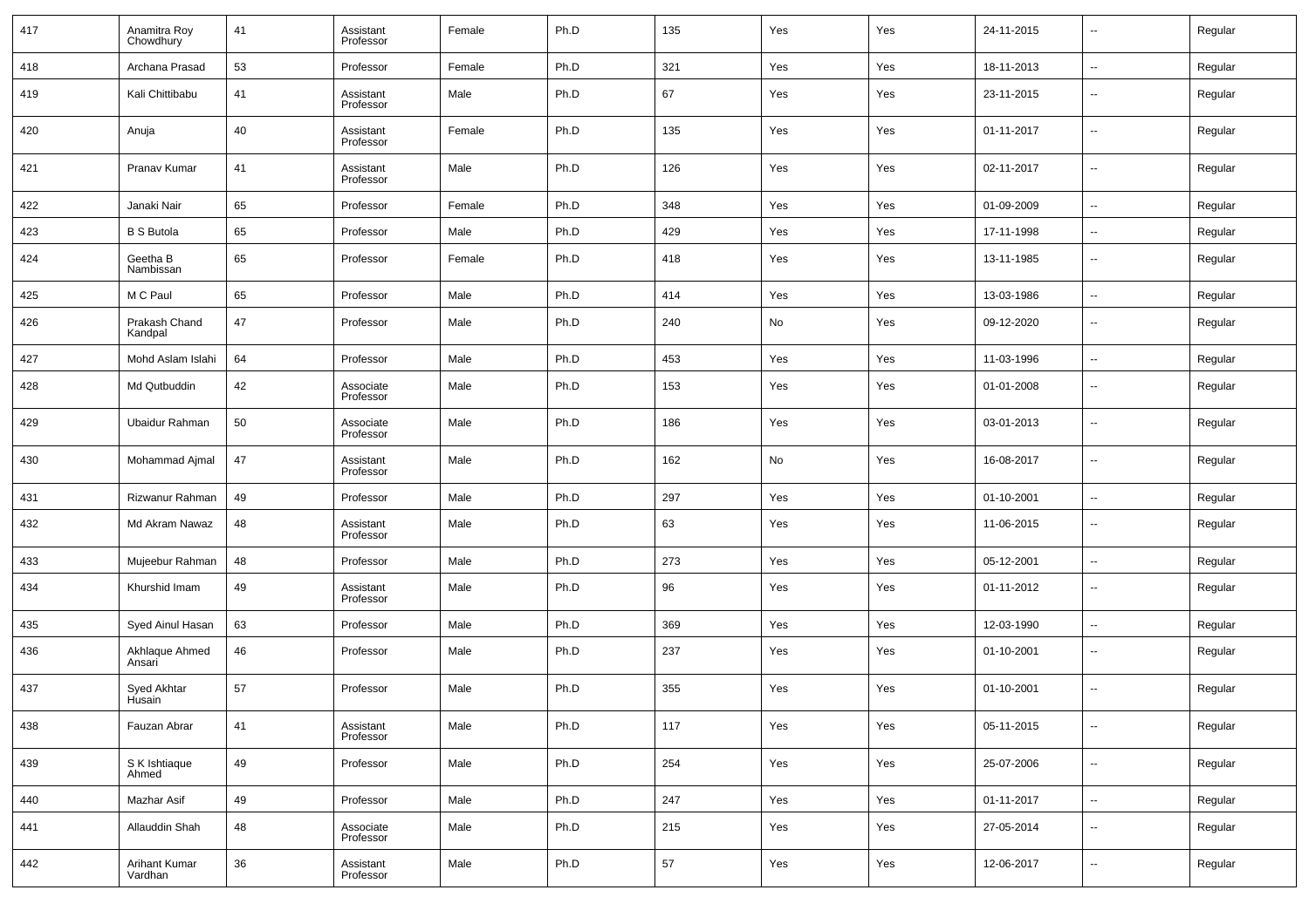| 417 | Anamitra Roy Chowdhury | 41 | Assistant Professor | Female | Ph.D | 135 | Yes | Yes | 24-11-2015 | -- | Regular |
|---|---|---|---|---|---|---|---|---|---|---|---|
| 418 | Archana Prasad | 53 | Professor | Female | Ph.D | 321 | Yes | Yes | 18-11-2013 | -- | Regular |
| 419 | Kali Chittibabu | 41 | Assistant Professor | Male | Ph.D | 67 | Yes | Yes | 23-11-2015 | -- | Regular |
| 420 | Anuja | 40 | Assistant Professor | Female | Ph.D | 135 | Yes | Yes | 01-11-2017 | -- | Regular |
| 421 | Pranav Kumar | 41 | Assistant Professor | Male | Ph.D | 126 | Yes | Yes | 02-11-2017 | -- | Regular |
| 422 | Janaki Nair | 65 | Professor | Female | Ph.D | 348 | Yes | Yes | 01-09-2009 | -- | Regular |
| 423 | B S Butola | 65 | Professor | Male | Ph.D | 429 | Yes | Yes | 17-11-1998 | -- | Regular |
| 424 | Geetha B Nambissan | 65 | Professor | Female | Ph.D | 418 | Yes | Yes | 13-11-1985 | -- | Regular |
| 425 | M C Paul | 65 | Professor | Male | Ph.D | 414 | Yes | Yes | 13-03-1986 | -- | Regular |
| 426 | Prakash Chand Kandpal | 47 | Professor | Male | Ph.D | 240 | No | Yes | 09-12-2020 | -- | Regular |
| 427 | Mohd Aslam Islahi | 64 | Professor | Male | Ph.D | 453 | Yes | Yes | 11-03-1996 | -- | Regular |
| 428 | Md Qutbuddin | 42 | Associate Professor | Male | Ph.D | 153 | Yes | Yes | 01-01-2008 | -- | Regular |
| 429 | Ubaidur Rahman | 50 | Associate Professor | Male | Ph.D | 186 | Yes | Yes | 03-01-2013 | -- | Regular |
| 430 | Mohammad Ajmal | 47 | Assistant Professor | Male | Ph.D | 162 | No | Yes | 16-08-2017 | -- | Regular |
| 431 | Rizwanur Rahman | 49 | Professor | Male | Ph.D | 297 | Yes | Yes | 01-10-2001 | -- | Regular |
| 432 | Md Akram Nawaz | 48 | Assistant Professor | Male | Ph.D | 63 | Yes | Yes | 11-06-2015 | -- | Regular |
| 433 | Mujeebur Rahman | 48 | Professor | Male | Ph.D | 273 | Yes | Yes | 05-12-2001 | -- | Regular |
| 434 | Khurshid Imam | 49 | Assistant Professor | Male | Ph.D | 96 | Yes | Yes | 01-11-2012 | -- | Regular |
| 435 | Syed Ainul Hasan | 63 | Professor | Male | Ph.D | 369 | Yes | Yes | 12-03-1990 | -- | Regular |
| 436 | Akhlaque Ahmed Ansari | 46 | Professor | Male | Ph.D | 237 | Yes | Yes | 01-10-2001 | -- | Regular |
| 437 | Syed Akhtar Husain | 57 | Professor | Male | Ph.D | 355 | Yes | Yes | 01-10-2001 | -- | Regular |
| 438 | Fauzan Abrar | 41 | Assistant Professor | Male | Ph.D | 117 | Yes | Yes | 05-11-2015 | -- | Regular |
| 439 | S K Ishtiaque Ahmed | 49 | Professor | Male | Ph.D | 254 | Yes | Yes | 25-07-2006 | -- | Regular |
| 440 | Mazhar Asif | 49 | Professor | Male | Ph.D | 247 | Yes | Yes | 01-11-2017 | -- | Regular |
| 441 | Allauddin Shah | 48 | Associate Professor | Male | Ph.D | 215 | Yes | Yes | 27-05-2014 | -- | Regular |
| 442 | Arihant Kumar Vardhan | 36 | Assistant Professor | Male | Ph.D | 57 | Yes | Yes | 12-06-2017 | -- | Regular |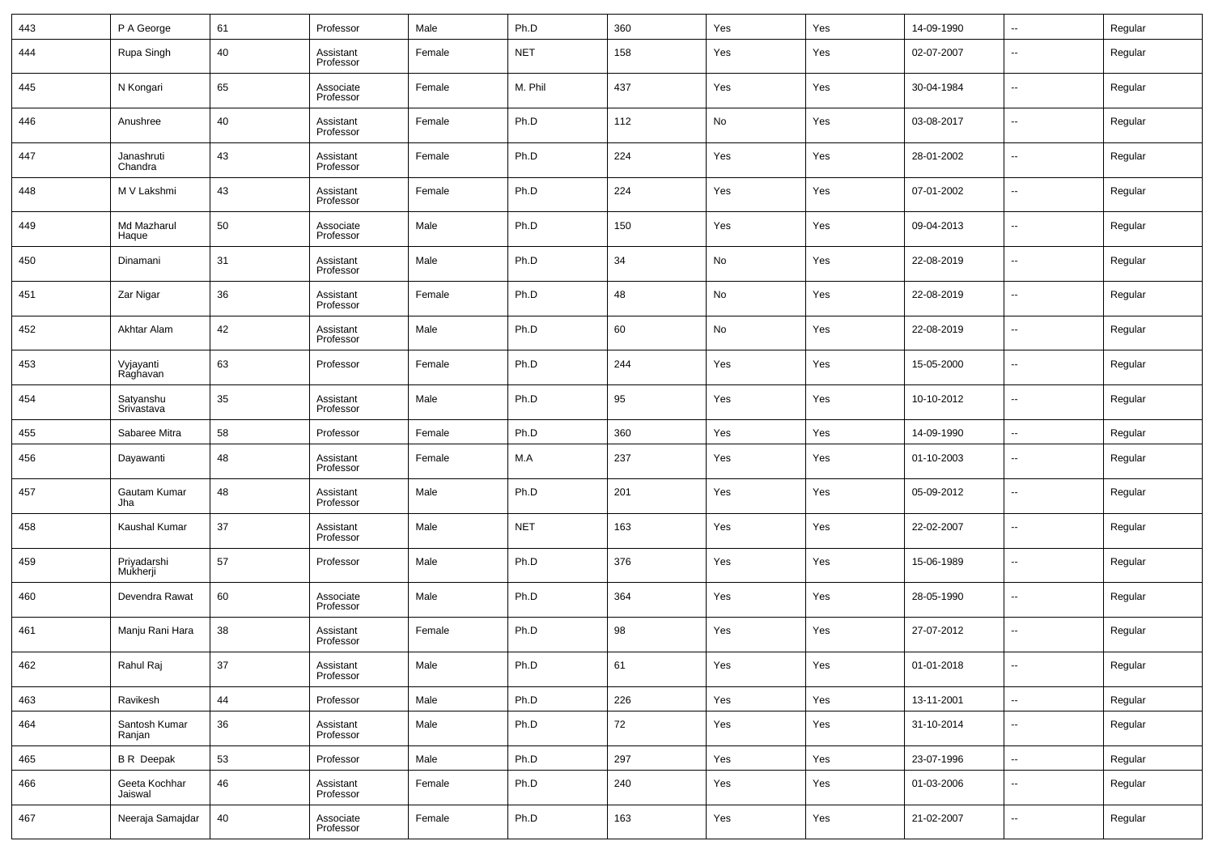| 443 | P A George | 61 | Professor | Male | Ph.D | 360 | Yes | Yes | 14-09-1990 | -- | Regular |
|---|---|---|---|---|---|---|---|---|---|---|---|
| 444 | Rupa Singh | 40 | Assistant Professor | Female | NET | 158 | Yes | Yes | 02-07-2007 | -- | Regular |
| 445 | N Kongari | 65 | Associate Professor | Female | M. Phil | 437 | Yes | Yes | 30-04-1984 | -- | Regular |
| 446 | Anushree | 40 | Assistant Professor | Female | Ph.D | 112 | No | Yes | 03-08-2017 | -- | Regular |
| 447 | Janashruti Chandra | 43 | Assistant Professor | Female | Ph.D | 224 | Yes | Yes | 28-01-2002 | -- | Regular |
| 448 | M V Lakshmi | 43 | Assistant Professor | Female | Ph.D | 224 | Yes | Yes | 07-01-2002 | -- | Regular |
| 449 | Md Mazharul Haque | 50 | Associate Professor | Male | Ph.D | 150 | Yes | Yes | 09-04-2013 | -- | Regular |
| 450 | Dinamani | 31 | Assistant Professor | Male | Ph.D | 34 | No | Yes | 22-08-2019 | -- | Regular |
| 451 | Zar Nigar | 36 | Assistant Professor | Female | Ph.D | 48 | No | Yes | 22-08-2019 | -- | Regular |
| 452 | Akhtar Alam | 42 | Assistant Professor | Male | Ph.D | 60 | No | Yes | 22-08-2019 | -- | Regular |
| 453 | Vyjayanti Raghavan | 63 | Professor | Female | Ph.D | 244 | Yes | Yes | 15-05-2000 | -- | Regular |
| 454 | Satyanshu Srivastava | 35 | Assistant Professor | Male | Ph.D | 95 | Yes | Yes | 10-10-2012 | -- | Regular |
| 455 | Sabaree Mitra | 58 | Professor | Female | Ph.D | 360 | Yes | Yes | 14-09-1990 | -- | Regular |
| 456 | Dayawanti | 48 | Assistant Professor | Female | M.A | 237 | Yes | Yes | 01-10-2003 | -- | Regular |
| 457 | Gautam Kumar Jha | 48 | Assistant Professor | Male | Ph.D | 201 | Yes | Yes | 05-09-2012 | -- | Regular |
| 458 | Kaushal Kumar | 37 | Assistant Professor | Male | NET | 163 | Yes | Yes | 22-02-2007 | -- | Regular |
| 459 | Priyadarshi Mukherji | 57 | Professor | Male | Ph.D | 376 | Yes | Yes | 15-06-1989 | -- | Regular |
| 460 | Devendra Rawat | 60 | Associate Professor | Male | Ph.D | 364 | Yes | Yes | 28-05-1990 | -- | Regular |
| 461 | Manju Rani Hara | 38 | Assistant Professor | Female | Ph.D | 98 | Yes | Yes | 27-07-2012 | -- | Regular |
| 462 | Rahul Raj | 37 | Assistant Professor | Male | Ph.D | 61 | Yes | Yes | 01-01-2018 | -- | Regular |
| 463 | Ravikesh | 44 | Professor | Male | Ph.D | 226 | Yes | Yes | 13-11-2001 | -- | Regular |
| 464 | Santosh Kumar Ranjan | 36 | Assistant Professor | Male | Ph.D | 72 | Yes | Yes | 31-10-2014 | -- | Regular |
| 465 | B R Deepak | 53 | Professor | Male | Ph.D | 297 | Yes | Yes | 23-07-1996 | -- | Regular |
| 466 | Geeta Kochhar Jaiswal | 46 | Assistant Professor | Female | Ph.D | 240 | Yes | Yes | 01-03-2006 | -- | Regular |
| 467 | Neeraja Samajdar | 40 | Associate Professor | Female | Ph.D | 163 | Yes | Yes | 21-02-2007 | -- | Regular |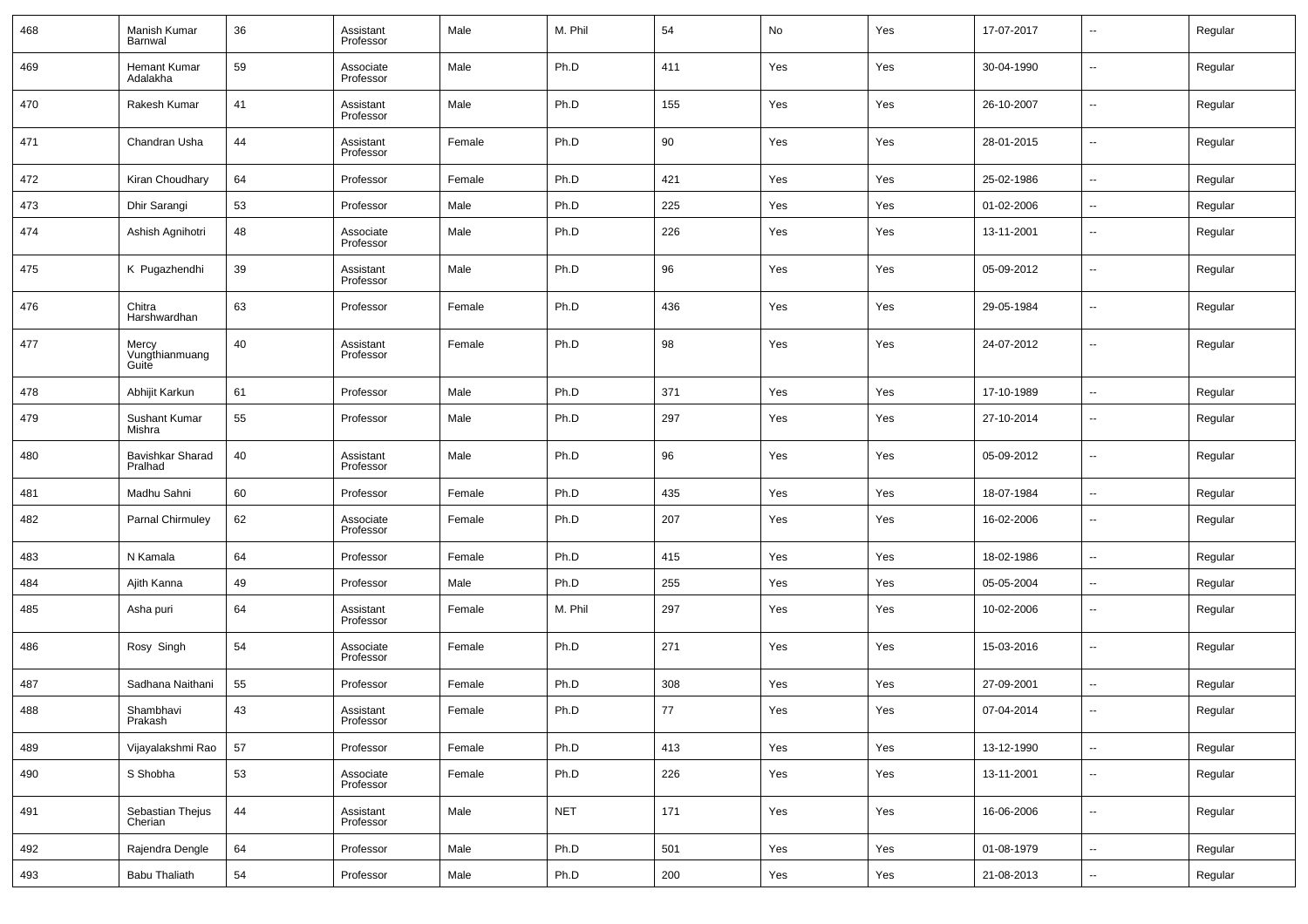| 468 | Manish Kumar Barnwal | 36 | Assistant Professor | Male | M. Phil | 54 | No | Yes | 17-07-2017 | -- | Regular |
|---|---|---|---|---|---|---|---|---|---|---|---|
| 469 | Hemant Kumar Adalakha | 59 | Associate Professor | Male | Ph.D | 411 | Yes | Yes | 30-04-1990 | -- | Regular |
| 470 | Rakesh Kumar | 41 | Assistant Professor | Male | Ph.D | 155 | Yes | Yes | 26-10-2007 | -- | Regular |
| 471 | Chandran Usha | 44 | Assistant Professor | Female | Ph.D | 90 | Yes | Yes | 28-01-2015 | -- | Regular |
| 472 | Kiran Choudhary | 64 | Professor | Female | Ph.D | 421 | Yes | Yes | 25-02-1986 | -- | Regular |
| 473 | Dhir Sarangi | 53 | Professor | Male | Ph.D | 225 | Yes | Yes | 01-02-2006 | -- | Regular |
| 474 | Ashish Agnihotri | 48 | Associate Professor | Male | Ph.D | 226 | Yes | Yes | 13-11-2001 | -- | Regular |
| 475 | K Pugazhendhi | 39 | Assistant Professor | Male | Ph.D | 96 | Yes | Yes | 05-09-2012 | -- | Regular |
| 476 | Chitra Harshwardhan | 63 | Professor | Female | Ph.D | 436 | Yes | Yes | 29-05-1984 | -- | Regular |
| 477 | Mercy Vungthianmuang Guite | 40 | Assistant Professor | Female | Ph.D | 98 | Yes | Yes | 24-07-2012 | -- | Regular |
| 478 | Abhijit Karkun | 61 | Professor | Male | Ph.D | 371 | Yes | Yes | 17-10-1989 | -- | Regular |
| 479 | Sushant Kumar Mishra | 55 | Professor | Male | Ph.D | 297 | Yes | Yes | 27-10-2014 | -- | Regular |
| 480 | Bavishkar Sharad Pralhad | 40 | Assistant Professor | Male | Ph.D | 96 | Yes | Yes | 05-09-2012 | -- | Regular |
| 481 | Madhu Sahni | 60 | Professor | Female | Ph.D | 435 | Yes | Yes | 18-07-1984 | -- | Regular |
| 482 | Parnal Chirmuley | 62 | Associate Professor | Female | Ph.D | 207 | Yes | Yes | 16-02-2006 | -- | Regular |
| 483 | N Kamala | 64 | Professor | Female | Ph.D | 415 | Yes | Yes | 18-02-1986 | -- | Regular |
| 484 | Ajith Kanna | 49 | Professor | Male | Ph.D | 255 | Yes | Yes | 05-05-2004 | -- | Regular |
| 485 | Asha puri | 64 | Assistant Professor | Female | M. Phil | 297 | Yes | Yes | 10-02-2006 | -- | Regular |
| 486 | Rosy Singh | 54 | Associate Professor | Female | Ph.D | 271 | Yes | Yes | 15-03-2016 | -- | Regular |
| 487 | Sadhana Naithani | 55 | Professor | Female | Ph.D | 308 | Yes | Yes | 27-09-2001 | -- | Regular |
| 488 | Shambhavi Prakash | 43 | Assistant Professor | Female | Ph.D | 77 | Yes | Yes | 07-04-2014 | -- | Regular |
| 489 | Vijayalakshmi Rao | 57 | Professor | Female | Ph.D | 413 | Yes | Yes | 13-12-1990 | -- | Regular |
| 490 | S Shobha | 53 | Associate Professor | Female | Ph.D | 226 | Yes | Yes | 13-11-2001 | -- | Regular |
| 491 | Sebastian Thejus Cherian | 44 | Assistant Professor | Male | NET | 171 | Yes | Yes | 16-06-2006 | -- | Regular |
| 492 | Rajendra Dengle | 64 | Professor | Male | Ph.D | 501 | Yes | Yes | 01-08-1979 | -- | Regular |
| 493 | Babu Thaliath | 54 | Professor | Male | Ph.D | 200 | Yes | Yes | 21-08-2013 | -- | Regular |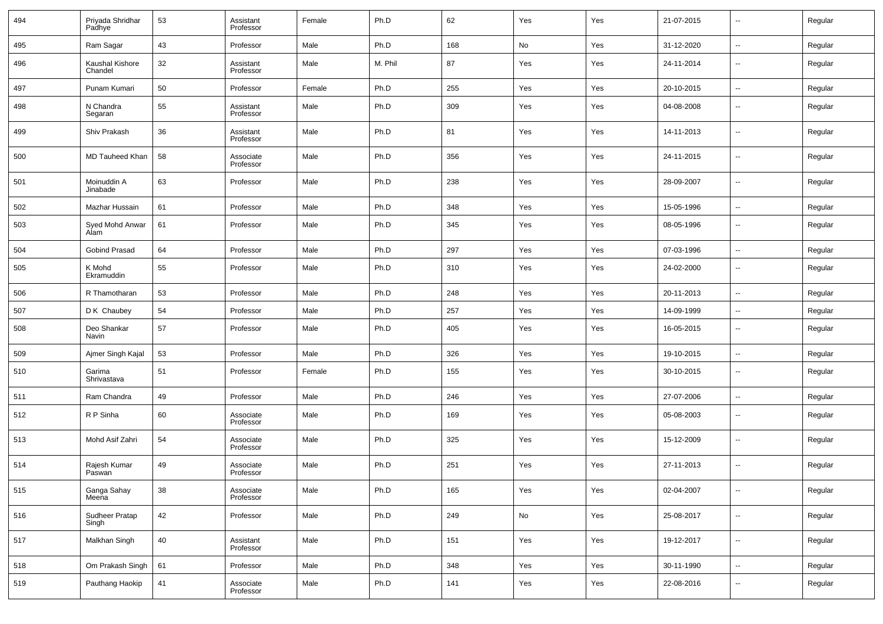| | | | | | | | | | | | |
|---|---|---|---|---|---|---|---|---|---|---|---|
| 494 | Priyada Shridhar Padhye | 53 | Assistant Professor | Female | Ph.D | 62 | Yes | Yes | 21-07-2015 | -- | Regular |
| 495 | Ram Sagar | 43 | Professor | Male | Ph.D | 168 | No | Yes | 31-12-2020 | -- | Regular |
| 496 | Kaushal Kishore Chandel | 32 | Assistant Professor | Male | M. Phil | 87 | Yes | Yes | 24-11-2014 | -- | Regular |
| 497 | Punam Kumari | 50 | Professor | Female | Ph.D | 255 | Yes | Yes | 20-10-2015 | -- | Regular |
| 498 | N Chandra Segaran | 55 | Assistant Professor | Male | Ph.D | 309 | Yes | Yes | 04-08-2008 | -- | Regular |
| 499 | Shiv Prakash | 36 | Assistant Professor | Male | Ph.D | 81 | Yes | Yes | 14-11-2013 | -- | Regular |
| 500 | MD Tauheed Khan | 58 | Associate Professor | Male | Ph.D | 356 | Yes | Yes | 24-11-2015 | -- | Regular |
| 501 | Moinuddin A Jinabade | 63 | Professor | Male | Ph.D | 238 | Yes | Yes | 28-09-2007 | -- | Regular |
| 502 | Mazhar Hussain | 61 | Professor | Male | Ph.D | 348 | Yes | Yes | 15-05-1996 | -- | Regular |
| 503 | Syed Mohd Anwar Alam | 61 | Professor | Male | Ph.D | 345 | Yes | Yes | 08-05-1996 | -- | Regular |
| 504 | Gobind Prasad | 64 | Professor | Male | Ph.D | 297 | Yes | Yes | 07-03-1996 | -- | Regular |
| 505 | K Mohd Ekramuddin | 55 | Professor | Male | Ph.D | 310 | Yes | Yes | 24-02-2000 | -- | Regular |
| 506 | R Thamotharan | 53 | Professor | Male | Ph.D | 248 | Yes | Yes | 20-11-2013 | -- | Regular |
| 507 | D K Chaubey | 54 | Professor | Male | Ph.D | 257 | Yes | Yes | 14-09-1999 | -- | Regular |
| 508 | Deo Shankar Navin | 57 | Professor | Male | Ph.D | 405 | Yes | Yes | 16-05-2015 | -- | Regular |
| 509 | Ajmer Singh Kajal | 53 | Professor | Male | Ph.D | 326 | Yes | Yes | 19-10-2015 | -- | Regular |
| 510 | Garima Shrivastava | 51 | Professor | Female | Ph.D | 155 | Yes | Yes | 30-10-2015 | -- | Regular |
| 511 | Ram Chandra | 49 | Professor | Male | Ph.D | 246 | Yes | Yes | 27-07-2006 | -- | Regular |
| 512 | R P Sinha | 60 | Associate Professor | Male | Ph.D | 169 | Yes | Yes | 05-08-2003 | -- | Regular |
| 513 | Mohd Asif Zahri | 54 | Associate Professor | Male | Ph.D | 325 | Yes | Yes | 15-12-2009 | -- | Regular |
| 514 | Rajesh Kumar Paswan | 49 | Associate Professor | Male | Ph.D | 251 | Yes | Yes | 27-11-2013 | -- | Regular |
| 515 | Ganga Sahay Meena | 38 | Associate Professor | Male | Ph.D | 165 | Yes | Yes | 02-04-2007 | -- | Regular |
| 516 | Sudheer Pratap Singh | 42 | Professor | Male | Ph.D | 249 | No | Yes | 25-08-2017 | -- | Regular |
| 517 | Malkhan Singh | 40 | Assistant Professor | Male | Ph.D | 151 | Yes | Yes | 19-12-2017 | -- | Regular |
| 518 | Om Prakash Singh | 61 | Professor | Male | Ph.D | 348 | Yes | Yes | 30-11-1990 | -- | Regular |
| 519 | Pauthang Haokip | 41 | Associate Professor | Male | Ph.D | 141 | Yes | Yes | 22-08-2016 | -- | Regular |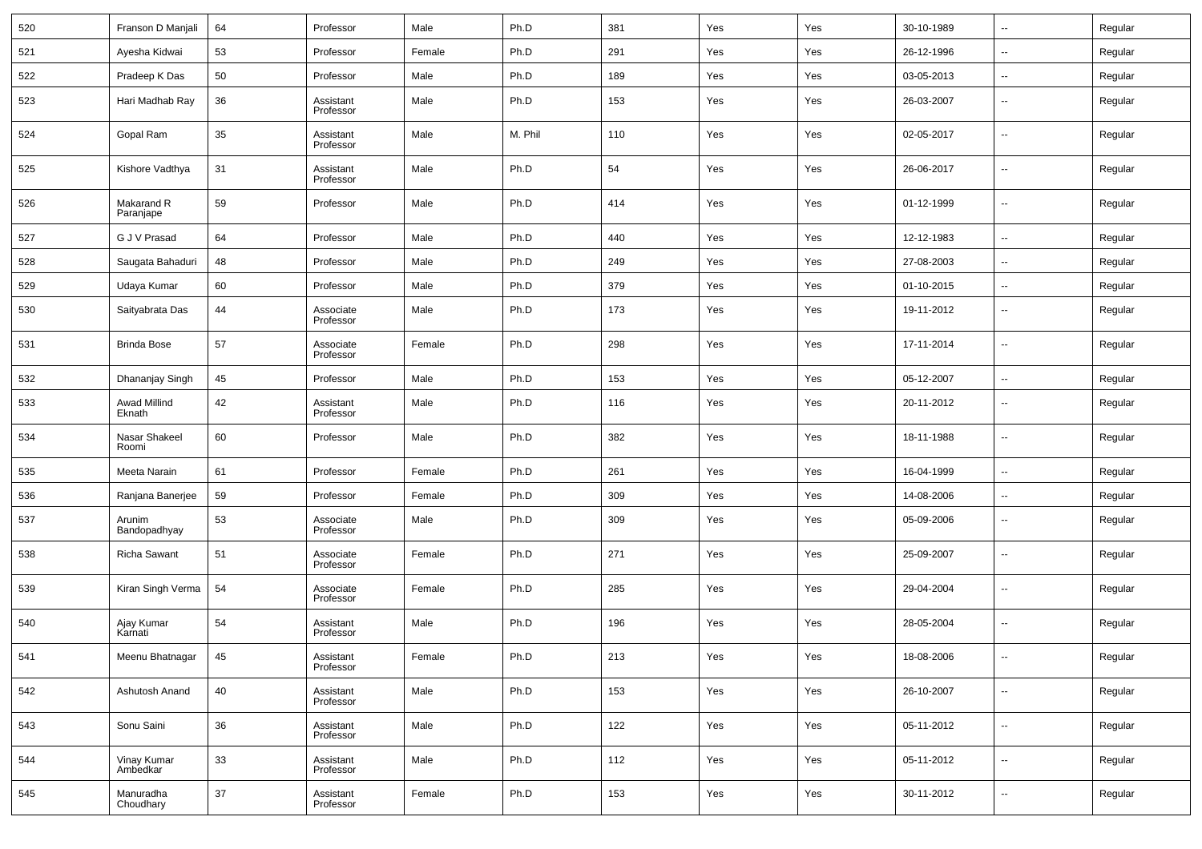| 520 | Franson D Manjali | 64 | Professor | Male | Ph.D | 381 | Yes | Yes | 30-10-1989 | -- | Regular |
|---|---|---|---|---|---|---|---|---|---|---|---|
| 521 | Ayesha Kidwai | 53 | Professor | Female | Ph.D | 291 | Yes | Yes | 26-12-1996 | -- | Regular |
| 522 | Pradeep K Das | 50 | Professor | Male | Ph.D | 189 | Yes | Yes | 03-05-2013 | -- | Regular |
| 523 | Hari Madhab Ray | 36 | Assistant Professor | Male | Ph.D | 153 | Yes | Yes | 26-03-2007 | -- | Regular |
| 524 | Gopal Ram | 35 | Assistant Professor | Male | M. Phil | 110 | Yes | Yes | 02-05-2017 | -- | Regular |
| 525 | Kishore Vadthya | 31 | Assistant Professor | Male | Ph.D | 54 | Yes | Yes | 26-06-2017 | -- | Regular |
| 526 | Makarand R Paranjape | 59 | Professor | Male | Ph.D | 414 | Yes | Yes | 01-12-1999 | -- | Regular |
| 527 | G J V Prasad | 64 | Professor | Male | Ph.D | 440 | Yes | Yes | 12-12-1983 | -- | Regular |
| 528 | Saugata Bahaduri | 48 | Professor | Male | Ph.D | 249 | Yes | Yes | 27-08-2003 | -- | Regular |
| 529 | Udaya Kumar | 60 | Professor | Male | Ph.D | 379 | Yes | Yes | 01-10-2015 | -- | Regular |
| 530 | Saityabrata Das | 44 | Associate Professor | Male | Ph.D | 173 | Yes | Yes | 19-11-2012 | -- | Regular |
| 531 | Brinda Bose | 57 | Associate Professor | Female | Ph.D | 298 | Yes | Yes | 17-11-2014 | -- | Regular |
| 532 | Dhananjay Singh | 45 | Professor | Male | Ph.D | 153 | Yes | Yes | 05-12-2007 | -- | Regular |
| 533 | Awad Millind Eknath | 42 | Assistant Professor | Male | Ph.D | 116 | Yes | Yes | 20-11-2012 | -- | Regular |
| 534 | Nasar Shakeel Roomi | 60 | Professor | Male | Ph.D | 382 | Yes | Yes | 18-11-1988 | -- | Regular |
| 535 | Meeta Narain | 61 | Professor | Female | Ph.D | 261 | Yes | Yes | 16-04-1999 | -- | Regular |
| 536 | Ranjana Banerjee | 59 | Professor | Female | Ph.D | 309 | Yes | Yes | 14-08-2006 | -- | Regular |
| 537 | Arunim Bandopadhyay | 53 | Associate Professor | Male | Ph.D | 309 | Yes | Yes | 05-09-2006 | -- | Regular |
| 538 | Richa Sawant | 51 | Associate Professor | Female | Ph.D | 271 | Yes | Yes | 25-09-2007 | -- | Regular |
| 539 | Kiran Singh Verma | 54 | Associate Professor | Female | Ph.D | 285 | Yes | Yes | 29-04-2004 | -- | Regular |
| 540 | Ajay Kumar Karnati | 54 | Assistant Professor | Male | Ph.D | 196 | Yes | Yes | 28-05-2004 | -- | Regular |
| 541 | Meenu Bhatnagar | 45 | Assistant Professor | Female | Ph.D | 213 | Yes | Yes | 18-08-2006 | -- | Regular |
| 542 | Ashutosh Anand | 40 | Assistant Professor | Male | Ph.D | 153 | Yes | Yes | 26-10-2007 | -- | Regular |
| 543 | Sonu Saini | 36 | Assistant Professor | Male | Ph.D | 122 | Yes | Yes | 05-11-2012 | -- | Regular |
| 544 | Vinay Kumar Ambedkar | 33 | Assistant Professor | Male | Ph.D | 112 | Yes | Yes | 05-11-2012 | -- | Regular |
| 545 | Manuradha Choudhary | 37 | Assistant Professor | Female | Ph.D | 153 | Yes | Yes | 30-11-2012 | -- | Regular |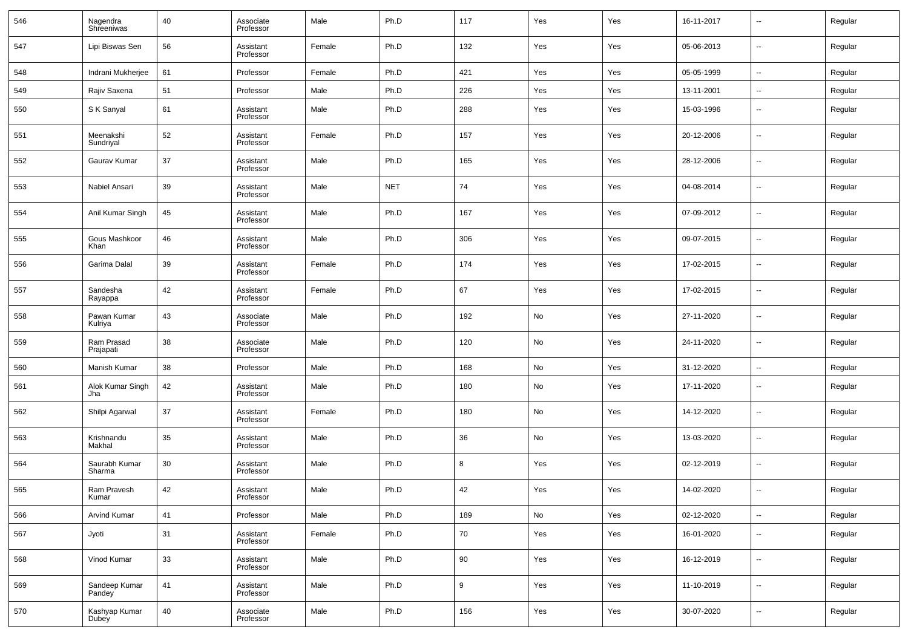| 546 | Nagendra Shreeniwas | 40 | Associate Professor | Male | Ph.D | 117 | Yes | Yes | 16-11-2017 | -- | Regular |
|---|---|---|---|---|---|---|---|---|---|---|---|
| 547 | Lipi Biswas Sen | 56 | Assistant Professor | Female | Ph.D | 132 | Yes | Yes | 05-06-2013 | -- | Regular |
| 548 | Indrani Mukherjee | 61 | Professor | Female | Ph.D | 421 | Yes | Yes | 05-05-1999 | -- | Regular |
| 549 | Rajiv Saxena | 51 | Professor | Male | Ph.D | 226 | Yes | Yes | 13-11-2001 | -- | Regular |
| 550 | S K Sanyal | 61 | Assistant Professor | Male | Ph.D | 288 | Yes | Yes | 15-03-1996 | -- | Regular |
| 551 | Meenakshi Sundriyal | 52 | Assistant Professor | Female | Ph.D | 157 | Yes | Yes | 20-12-2006 | -- | Regular |
| 552 | Gaurav Kumar | 37 | Assistant Professor | Male | Ph.D | 165 | Yes | Yes | 28-12-2006 | -- | Regular |
| 553 | Nabiel Ansari | 39 | Assistant Professor | Male | NET | 74 | Yes | Yes | 04-08-2014 | -- | Regular |
| 554 | Anil Kumar Singh | 45 | Assistant Professor | Male | Ph.D | 167 | Yes | Yes | 07-09-2012 | -- | Regular |
| 555 | Gous Mashkoor Khan | 46 | Assistant Professor | Male | Ph.D | 306 | Yes | Yes | 09-07-2015 | -- | Regular |
| 556 | Garima Dalal | 39 | Assistant Professor | Female | Ph.D | 174 | Yes | Yes | 17-02-2015 | -- | Regular |
| 557 | Sandesha Rayappa | 42 | Assistant Professor | Female | Ph.D | 67 | Yes | Yes | 17-02-2015 | -- | Regular |
| 558 | Pawan Kumar Kulriya | 43 | Associate Professor | Male | Ph.D | 192 | No | Yes | 27-11-2020 | -- | Regular |
| 559 | Ram Prasad Prajapati | 38 | Associate Professor | Male | Ph.D | 120 | No | Yes | 24-11-2020 | -- | Regular |
| 560 | Manish Kumar | 38 | Professor | Male | Ph.D | 168 | No | Yes | 31-12-2020 | -- | Regular |
| 561 | Alok Kumar Singh Jha | 42 | Assistant Professor | Male | Ph.D | 180 | No | Yes | 17-11-2020 | -- | Regular |
| 562 | Shilpi Agarwal | 37 | Assistant Professor | Female | Ph.D | 180 | No | Yes | 14-12-2020 | -- | Regular |
| 563 | Krishnandu Makhal | 35 | Assistant Professor | Male | Ph.D | 36 | No | Yes | 13-03-2020 | -- | Regular |
| 564 | Saurabh Kumar Sharma | 30 | Assistant Professor | Male | Ph.D | 8 | Yes | Yes | 02-12-2019 | -- | Regular |
| 565 | Ram Pravesh Kumar | 42 | Assistant Professor | Male | Ph.D | 42 | Yes | Yes | 14-02-2020 | -- | Regular |
| 566 | Arvind Kumar | 41 | Professor | Male | Ph.D | 189 | No | Yes | 02-12-2020 | -- | Regular |
| 567 | Jyoti | 31 | Assistant Professor | Female | Ph.D | 70 | Yes | Yes | 16-01-2020 | -- | Regular |
| 568 | Vinod Kumar | 33 | Assistant Professor | Male | Ph.D | 90 | Yes | Yes | 16-12-2019 | -- | Regular |
| 569 | Sandeep Kumar Pandey | 41 | Assistant Professor | Male | Ph.D | 9 | Yes | Yes | 11-10-2019 | -- | Regular |
| 570 | Kashyap Kumar Dubey | 40 | Associate Professor | Male | Ph.D | 156 | Yes | Yes | 30-07-2020 | -- | Regular |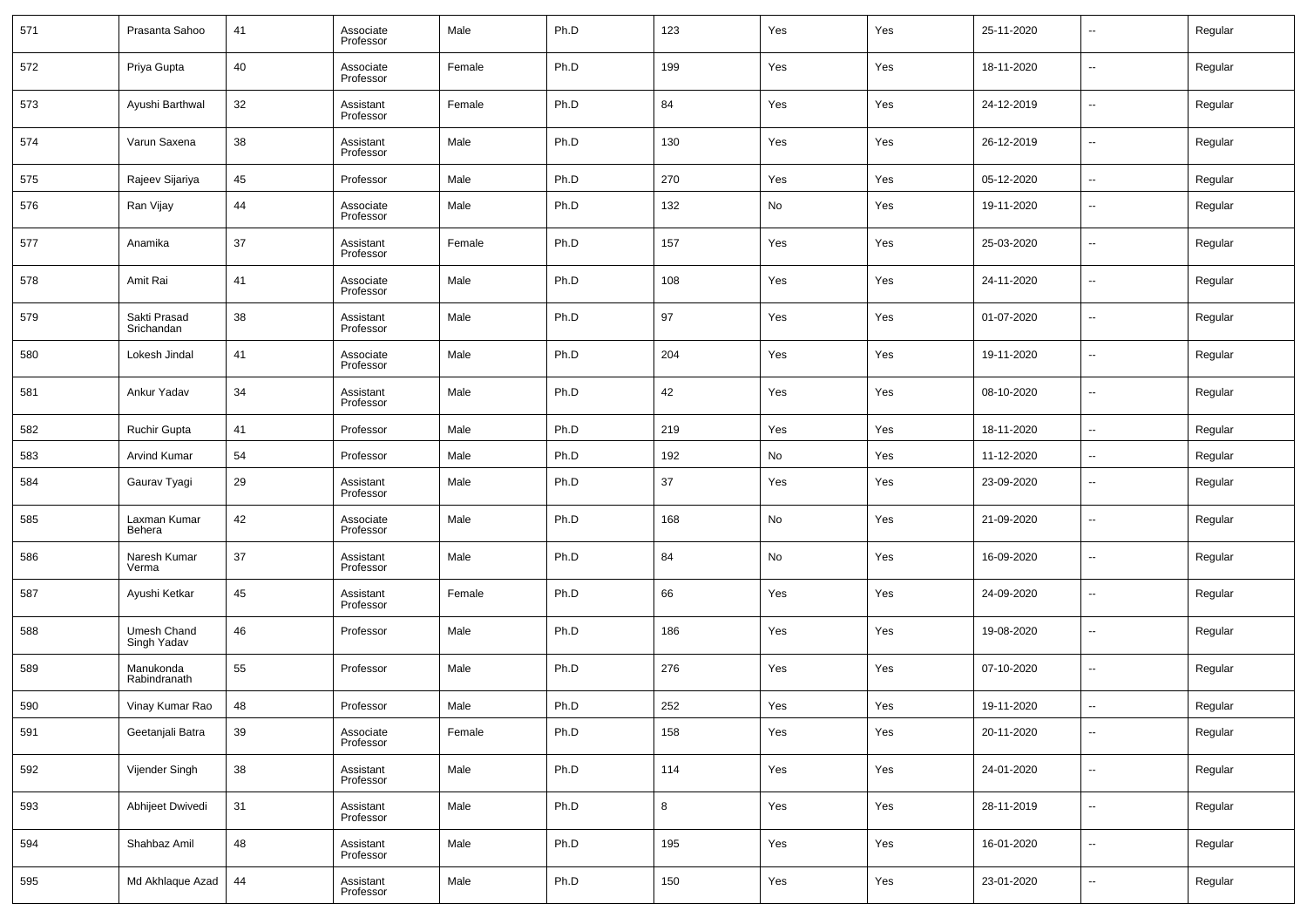| | | | | | | | | | | | |
|---|---|---|---|---|---|---|---|---|---|---|---|
| 571 | Prasanta Sahoo | 41 | Associate Professor | Male | Ph.D | 123 | Yes | Yes | 25-11-2020 | -- | Regular |
| 572 | Priya Gupta | 40 | Associate Professor | Female | Ph.D | 199 | Yes | Yes | 18-11-2020 | -- | Regular |
| 573 | Ayushi Barthwal | 32 | Assistant Professor | Female | Ph.D | 84 | Yes | Yes | 24-12-2019 | -- | Regular |
| 574 | Varun Saxena | 38 | Assistant Professor | Male | Ph.D | 130 | Yes | Yes | 26-12-2019 | -- | Regular |
| 575 | Rajeev Sijariya | 45 | Professor | Male | Ph.D | 270 | Yes | Yes | 05-12-2020 | -- | Regular |
| 576 | Ran Vijay | 44 | Associate Professor | Male | Ph.D | 132 | No | Yes | 19-11-2020 | -- | Regular |
| 577 | Anamika | 37 | Assistant Professor | Female | Ph.D | 157 | Yes | Yes | 25-03-2020 | -- | Regular |
| 578 | Amit Rai | 41 | Associate Professor | Male | Ph.D | 108 | Yes | Yes | 24-11-2020 | -- | Regular |
| 579 | Sakti Prasad Srichandan | 38 | Assistant Professor | Male | Ph.D | 97 | Yes | Yes | 01-07-2020 | -- | Regular |
| 580 | Lokesh Jindal | 41 | Associate Professor | Male | Ph.D | 204 | Yes | Yes | 19-11-2020 | -- | Regular |
| 581 | Ankur Yadav | 34 | Assistant Professor | Male | Ph.D | 42 | Yes | Yes | 08-10-2020 | -- | Regular |
| 582 | Ruchir Gupta | 41 | Professor | Male | Ph.D | 219 | Yes | Yes | 18-11-2020 | -- | Regular |
| 583 | Arvind Kumar | 54 | Professor | Male | Ph.D | 192 | No | Yes | 11-12-2020 | -- | Regular |
| 584 | Gaurav Tyagi | 29 | Assistant Professor | Male | Ph.D | 37 | Yes | Yes | 23-09-2020 | -- | Regular |
| 585 | Laxman Kumar Behera | 42 | Associate Professor | Male | Ph.D | 168 | No | Yes | 21-09-2020 | -- | Regular |
| 586 | Naresh Kumar Verma | 37 | Assistant Professor | Male | Ph.D | 84 | No | Yes | 16-09-2020 | -- | Regular |
| 587 | Ayushi Ketkar | 45 | Assistant Professor | Female | Ph.D | 66 | Yes | Yes | 24-09-2020 | -- | Regular |
| 588 | Umesh Chand Singh Yadav | 46 | Professor | Male | Ph.D | 186 | Yes | Yes | 19-08-2020 | -- | Regular |
| 589 | Manukonda Rabindranath | 55 | Professor | Male | Ph.D | 276 | Yes | Yes | 07-10-2020 | -- | Regular |
| 590 | Vinay Kumar Rao | 48 | Professor | Male | Ph.D | 252 | Yes | Yes | 19-11-2020 | -- | Regular |
| 591 | Geetanjali Batra | 39 | Associate Professor | Female | Ph.D | 158 | Yes | Yes | 20-11-2020 | -- | Regular |
| 592 | Vijender Singh | 38 | Assistant Professor | Male | Ph.D | 114 | Yes | Yes | 24-01-2020 | -- | Regular |
| 593 | Abhijeet Dwivedi | 31 | Assistant Professor | Male | Ph.D | 8 | Yes | Yes | 28-11-2019 | -- | Regular |
| 594 | Shahbaz Amil | 48 | Assistant Professor | Male | Ph.D | 195 | Yes | Yes | 16-01-2020 | -- | Regular |
| 595 | Md Akhlaque Azad | 44 | Assistant Professor | Male | Ph.D | 150 | Yes | Yes | 23-01-2020 | -- | Regular |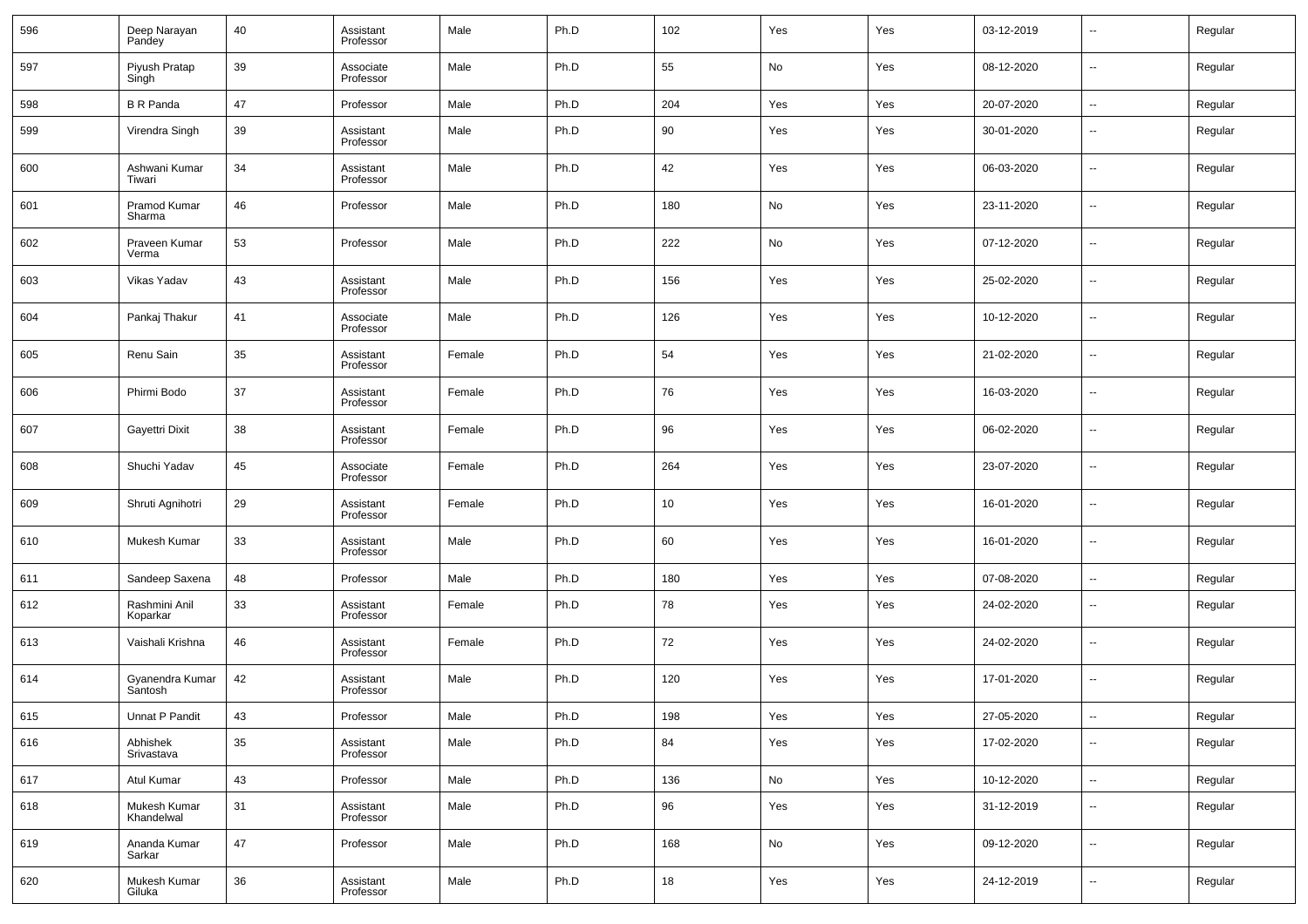| 596 | Deep Narayan Pandey | 40 | Assistant Professor | Male | Ph.D | 102 | Yes | Yes | 03-12-2019 | -- | Regular |
|---|---|---|---|---|---|---|---|---|---|---|---|
| 597 | Piyush Pratap Singh | 39 | Associate Professor | Male | Ph.D | 55 | No | Yes | 08-12-2020 | -- | Regular |
| 598 | B R Panda | 47 | Professor | Male | Ph.D | 204 | Yes | Yes | 20-07-2020 | -- | Regular |
| 599 | Virendra Singh | 39 | Assistant Professor | Male | Ph.D | 90 | Yes | Yes | 30-01-2020 | -- | Regular |
| 600 | Ashwani Kumar Tiwari | 34 | Assistant Professor | Male | Ph.D | 42 | Yes | Yes | 06-03-2020 | -- | Regular |
| 601 | Pramod Kumar Sharma | 46 | Professor | Male | Ph.D | 180 | No | Yes | 23-11-2020 | -- | Regular |
| 602 | Praveen Kumar Verma | 53 | Professor | Male | Ph.D | 222 | No | Yes | 07-12-2020 | -- | Regular |
| 603 | Vikas Yadav | 43 | Assistant Professor | Male | Ph.D | 156 | Yes | Yes | 25-02-2020 | -- | Regular |
| 604 | Pankaj Thakur | 41 | Associate Professor | Male | Ph.D | 126 | Yes | Yes | 10-12-2020 | -- | Regular |
| 605 | Renu Sain | 35 | Assistant Professor | Female | Ph.D | 54 | Yes | Yes | 21-02-2020 | -- | Regular |
| 606 | Phirmi Bodo | 37 | Assistant Professor | Female | Ph.D | 76 | Yes | Yes | 16-03-2020 | -- | Regular |
| 607 | Gayettri Dixit | 38 | Assistant Professor | Female | Ph.D | 96 | Yes | Yes | 06-02-2020 | -- | Regular |
| 608 | Shuchi Yadav | 45 | Associate Professor | Female | Ph.D | 264 | Yes | Yes | 23-07-2020 | -- | Regular |
| 609 | Shruti Agnihotri | 29 | Assistant Professor | Female | Ph.D | 10 | Yes | Yes | 16-01-2020 | -- | Regular |
| 610 | Mukesh Kumar | 33 | Assistant Professor | Male | Ph.D | 60 | Yes | Yes | 16-01-2020 | -- | Regular |
| 611 | Sandeep Saxena | 48 | Professor | Male | Ph.D | 180 | Yes | Yes | 07-08-2020 | -- | Regular |
| 612 | Rashmini Anil Koparkar | 33 | Assistant Professor | Female | Ph.D | 78 | Yes | Yes | 24-02-2020 | -- | Regular |
| 613 | Vaishali Krishna | 46 | Assistant Professor | Female | Ph.D | 72 | Yes | Yes | 24-02-2020 | -- | Regular |
| 614 | Gyanendra Kumar Santosh | 42 | Assistant Professor | Male | Ph.D | 120 | Yes | Yes | 17-01-2020 | -- | Regular |
| 615 | Unnat P Pandit | 43 | Professor | Male | Ph.D | 198 | Yes | Yes | 27-05-2020 | -- | Regular |
| 616 | Abhishek Srivastava | 35 | Assistant Professor | Male | Ph.D | 84 | Yes | Yes | 17-02-2020 | -- | Regular |
| 617 | Atul Kumar | 43 | Professor | Male | Ph.D | 136 | No | Yes | 10-12-2020 | -- | Regular |
| 618 | Mukesh Kumar Khandelwal | 31 | Assistant Professor | Male | Ph.D | 96 | Yes | Yes | 31-12-2019 | -- | Regular |
| 619 | Ananda Kumar Sarkar | 47 | Professor | Male | Ph.D | 168 | No | Yes | 09-12-2020 | -- | Regular |
| 620 | Mukesh Kumar Giluka | 36 | Assistant Professor | Male | Ph.D | 18 | Yes | Yes | 24-12-2019 | -- | Regular |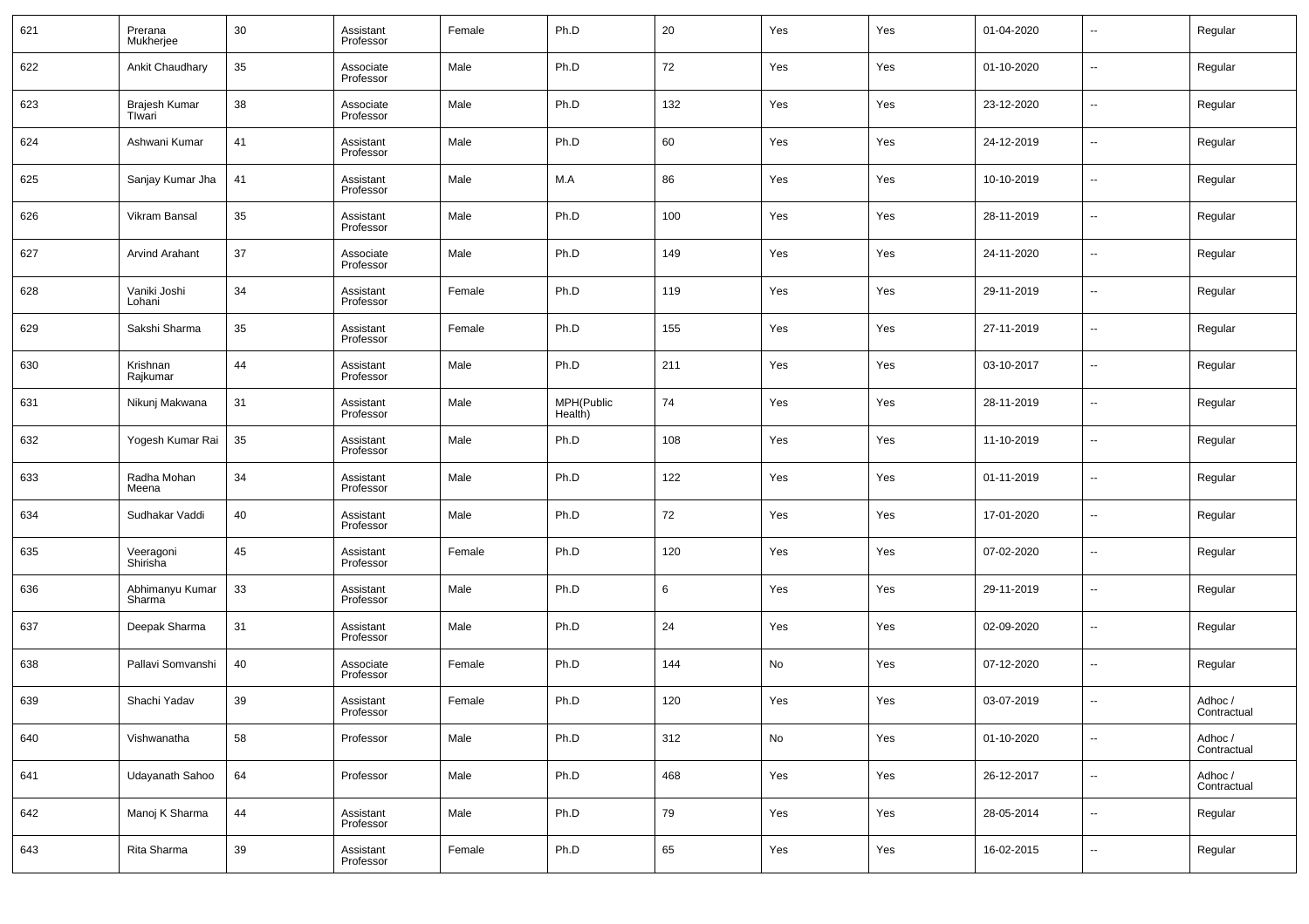| 621 | Prerana Mukherjee | 30 | Assistant Professor | Female | Ph.D | 20 | Yes | Yes | 01-04-2020 | -- | Regular |
|---|---|---|---|---|---|---|---|---|---|---|---|
| 622 | Ankit Chaudhary | 35 | Associate Professor | Male | Ph.D | 72 | Yes | Yes | 01-10-2020 | -- | Regular |
| 623 | Brajesh Kumar TIwari | 38 | Associate Professor | Male | Ph.D | 132 | Yes | Yes | 23-12-2020 | -- | Regular |
| 624 | Ashwani Kumar | 41 | Assistant Professor | Male | Ph.D | 60 | Yes | Yes | 24-12-2019 | -- | Regular |
| 625 | Sanjay Kumar Jha | 41 | Assistant Professor | Male | M.A | 86 | Yes | Yes | 10-10-2019 | -- | Regular |
| 626 | Vikram Bansal | 35 | Assistant Professor | Male | Ph.D | 100 | Yes | Yes | 28-11-2019 | -- | Regular |
| 627 | Arvind Arahant | 37 | Associate Professor | Male | Ph.D | 149 | Yes | Yes | 24-11-2020 | -- | Regular |
| 628 | Vaniki Joshi Lohani | 34 | Assistant Professor | Female | Ph.D | 119 | Yes | Yes | 29-11-2019 | -- | Regular |
| 629 | Sakshi Sharma | 35 | Assistant Professor | Female | Ph.D | 155 | Yes | Yes | 27-11-2019 | -- | Regular |
| 630 | Krishnan Rajkumar | 44 | Assistant Professor | Male | Ph.D | 211 | Yes | Yes | 03-10-2017 | -- | Regular |
| 631 | Nikunj Makwana | 31 | Assistant Professor | Male | MPH(Public Health) | 74 | Yes | Yes | 28-11-2019 | -- | Regular |
| 632 | Yogesh Kumar Rai | 35 | Assistant Professor | Male | Ph.D | 108 | Yes | Yes | 11-10-2019 | -- | Regular |
| 633 | Radha Mohan Meena | 34 | Assistant Professor | Male | Ph.D | 122 | Yes | Yes | 01-11-2019 | -- | Regular |
| 634 | Sudhakar Vaddi | 40 | Assistant Professor | Male | Ph.D | 72 | Yes | Yes | 17-01-2020 | -- | Regular |
| 635 | Veeragoni Shirisha | 45 | Assistant Professor | Female | Ph.D | 120 | Yes | Yes | 07-02-2020 | -- | Regular |
| 636 | Abhimanyu Kumar Sharma | 33 | Assistant Professor | Male | Ph.D | 6 | Yes | Yes | 29-11-2019 | -- | Regular |
| 637 | Deepak Sharma | 31 | Assistant Professor | Male | Ph.D | 24 | Yes | Yes | 02-09-2020 | -- | Regular |
| 638 | Pallavi Somvanshi | 40 | Associate Professor | Female | Ph.D | 144 | No | Yes | 07-12-2020 | -- | Regular |
| 639 | Shachi Yadav | 39 | Assistant Professor | Female | Ph.D | 120 | Yes | Yes | 03-07-2019 | -- | Adhoc / Contractual |
| 640 | Vishwanatha | 58 | Professor | Male | Ph.D | 312 | No | Yes | 01-10-2020 | -- | Adhoc / Contractual |
| 641 | Udayanath Sahoo | 64 | Professor | Male | Ph.D | 468 | Yes | Yes | 26-12-2017 | -- | Adhoc / Contractual |
| 642 | Manoj K Sharma | 44 | Assistant Professor | Male | Ph.D | 79 | Yes | Yes | 28-05-2014 | -- | Regular |
| 643 | Rita Sharma | 39 | Assistant Professor | Female | Ph.D | 65 | Yes | Yes | 16-02-2015 | -- | Regular |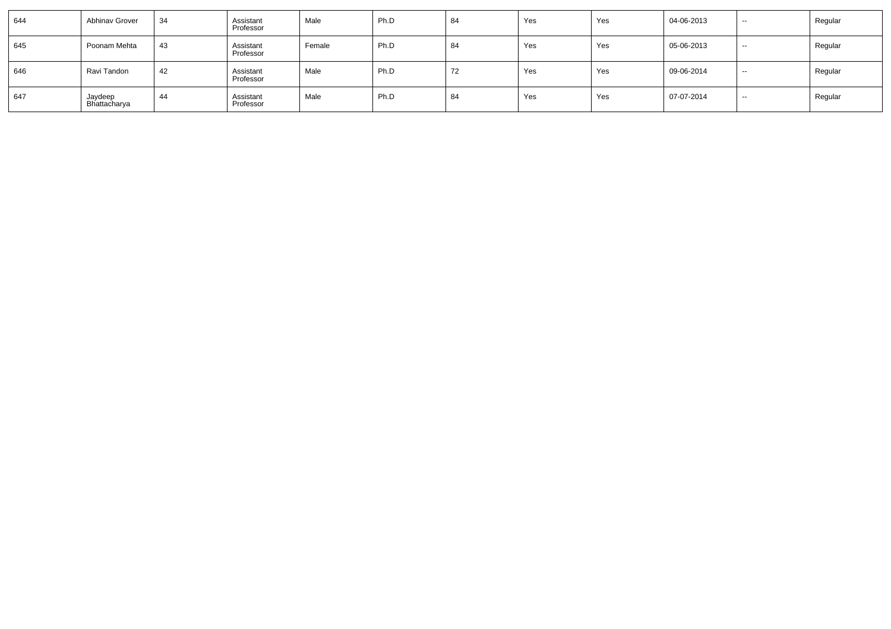| | | | | | | | | | | | |
|---|---|---|---|---|---|---|---|---|---|---|---|
| 644 | Abhinav Grover | 34 | Assistant Professor | Male | Ph.D | 84 | Yes | Yes | 04-06-2013 | -- | Regular |
| 645 | Poonam Mehta | 43 | Assistant Professor | Female | Ph.D | 84 | Yes | Yes | 05-06-2013 | -- | Regular |
| 646 | Ravi Tandon | 42 | Assistant Professor | Male | Ph.D | 72 | Yes | Yes | 09-06-2014 | -- | Regular |
| 647 | Jaydeep Bhattacharya | 44 | Assistant Professor | Male | Ph.D | 84 | Yes | Yes | 07-07-2014 | -- | Regular |